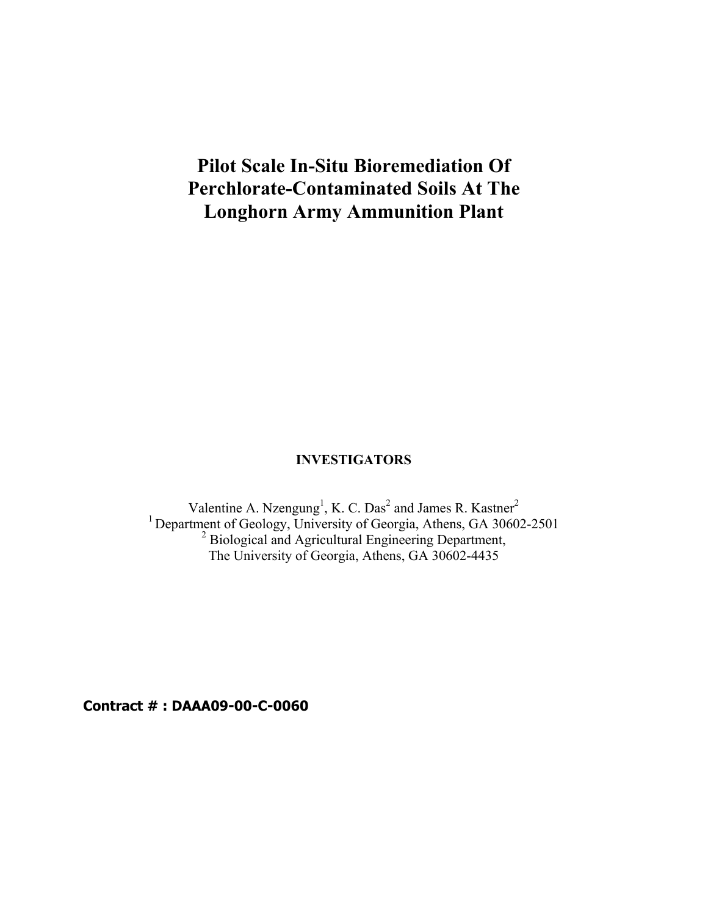# Pilot Scale In-Situ Bioremediation Of Perchlorate-Contaminated Soils At The Longhorn Army Ammunition Plant

**INVESTIGATORS**

Valentine A. Nzengung[1], K. C. Das[2] and James R. Kastner[2]

[1] Department of Geology, University of Georgia, Athens, GA 30602-2501

[2] Biological and Agricultural Engineering Department,
The University of Georgia, Athens, GA 30602-4435

**Contract # : DAAA09-00-C-0060**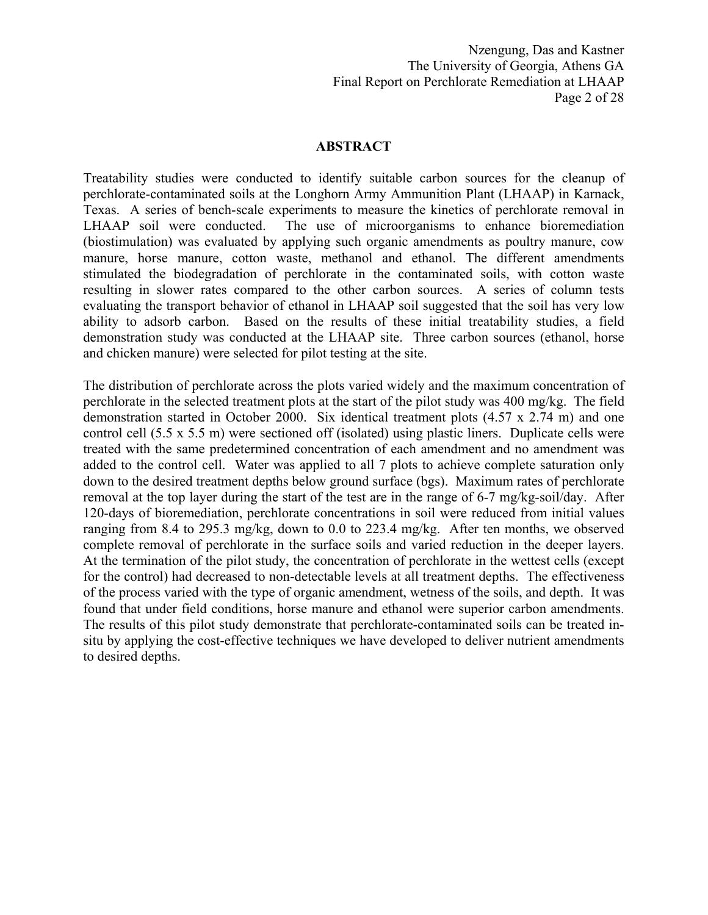## ABSTRACT

Treatability studies were conducted to identify suitable carbon sources for the cleanup of perchlorate-contaminated soils at the Longhorn Army Ammunition Plant (LHAAP) in Karnack, Texas. A series of bench-scale experiments to measure the kinetics of perchlorate removal in LHAAP soil were conducted. The use of microorganisms to enhance bioremediation (biostimulation) was evaluated by applying such organic amendments as poultry manure, cow manure, horse manure, cotton waste, methanol and ethanol. The different amendments stimulated the biodegradation of perchlorate in the contaminated soils, with cotton waste resulting in slower rates compared to the other carbon sources. A series of column tests evaluating the transport behavior of ethanol in LHAAP soil suggested that the soil has very low ability to adsorb carbon. Based on the results of these initial treatability studies, a field demonstration study was conducted at the LHAAP site. Three carbon sources (ethanol, horse and chicken manure) were selected for pilot testing at the site.

The distribution of perchlorate across the plots varied widely and the maximum concentration of perchlorate in the selected treatment plots at the start of the pilot study was 400 mg/kg. The field demonstration started in October 2000. Six identical treatment plots (4.57 x 2.74 m) and one control cell (5.5 x 5.5 m) were sectioned off (isolated) using plastic liners. Duplicate cells were treated with the same predetermined concentration of each amendment and no amendment was added to the control cell. Water was applied to all 7 plots to achieve complete saturation only down to the desired treatment depths below ground surface (bgs). Maximum rates of perchlorate removal at the top layer during the start of the test are in the range of 6-7 mg/kg-soil/day. After 120-days of bioremediation, perchlorate concentrations in soil were reduced from initial values ranging from 8.4 to 295.3 mg/kg, down to 0.0 to 223.4 mg/kg. After ten months, we observed complete removal of perchlorate in the surface soils and varied reduction in the deeper layers. At the termination of the pilot study, the concentration of perchlorate in the wettest cells (except for the control) had decreased to non-detectable levels at all treatment depths. The effectiveness of the process varied with the type of organic amendment, wetness of the soils, and depth. It was found that under field conditions, horse manure and ethanol were superior carbon amendments. The results of this pilot study demonstrate that perchlorate-contaminated soils can be treated in-situ by applying the cost-effective techniques we have developed to deliver nutrient amendments to desired depths.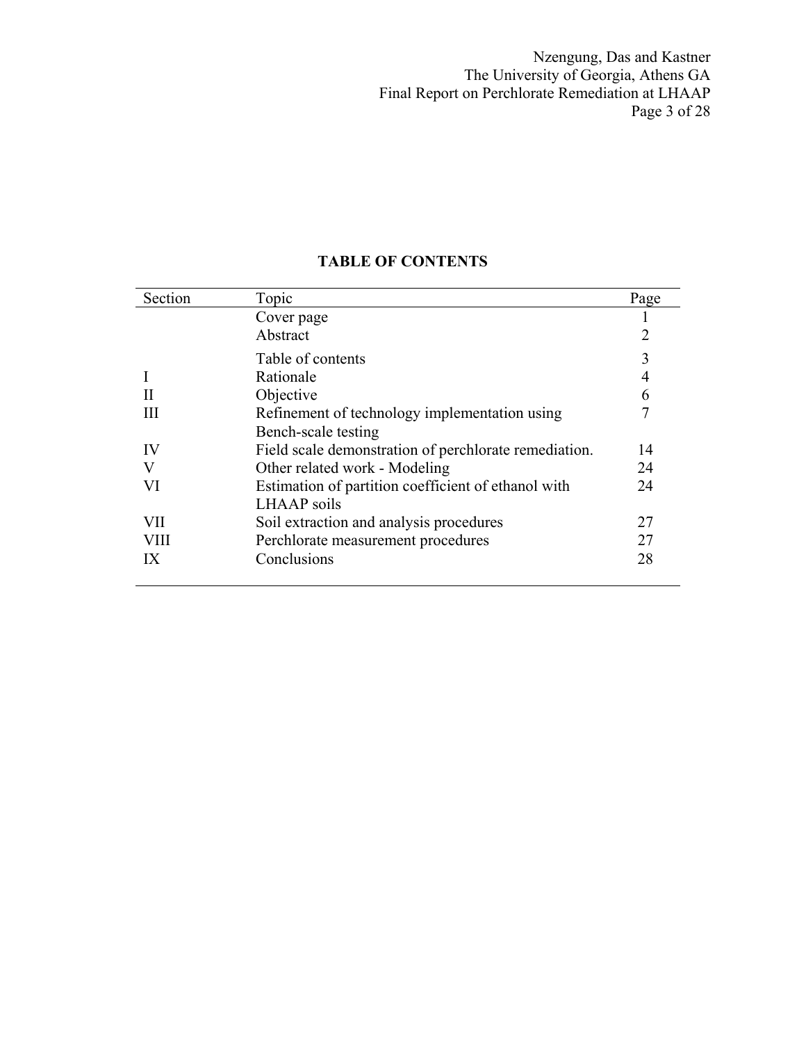# TABLE OF CONTENTS

| Section | Topic | Page |
|---|---|---|
| | Cover page | 1 |
| | Abstract | 2 |
| | Table of contents | 3 |
| I | Rationale | 4 |
| II | Objective | 6 |
| III | Refinement of technology implementation using Bench-scale testing | 7 |
| IV | Field scale demonstration of perchlorate remediation. | 14 |
| V | Other related work - Modeling | 24 |
| VI | Estimation of partition coefficient of ethanol with LHAAP soils | 24 |
| VII | Soil extraction and analysis procedures | 27 |
| VIII | Perchlorate measurement procedures | 27 |
| IX | Conclusions | 28 |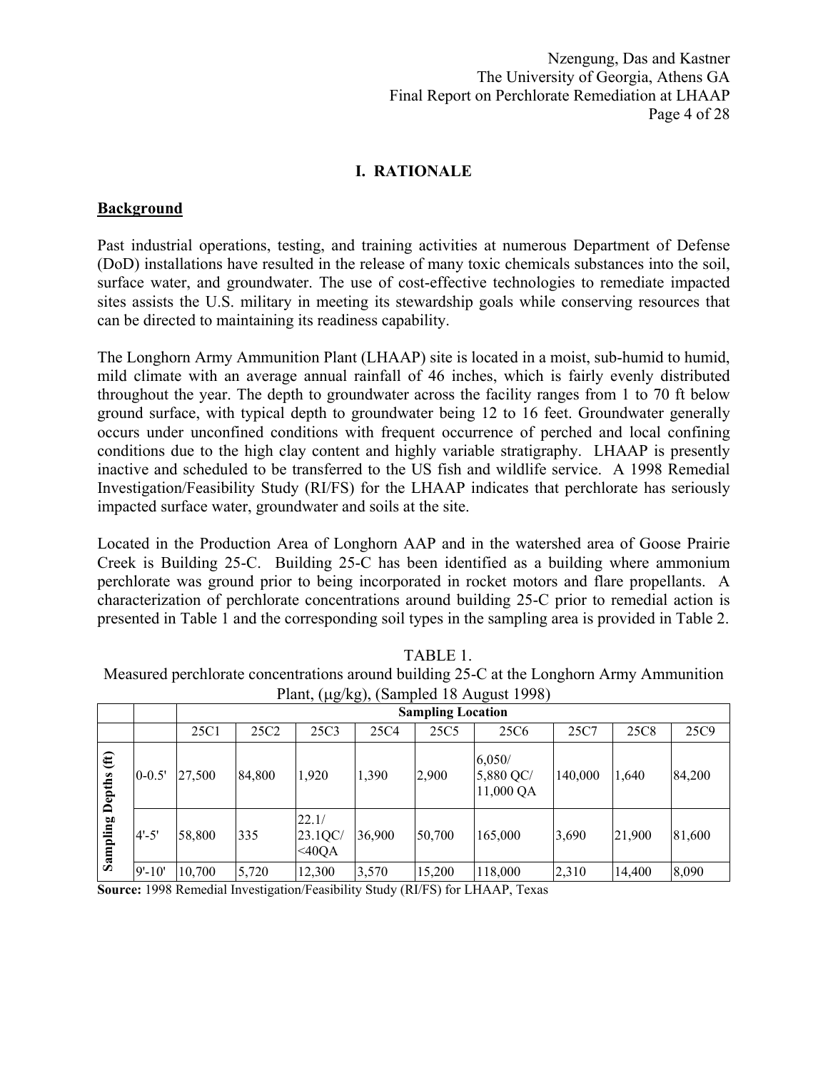# I. RATIONALE

## Background

Past industrial operations, testing, and training activities at numerous Department of Defense (DoD) installations have resulted in the release of many toxic chemicals substances into the soil, surface water, and groundwater. The use of cost-effective technologies to remediate impacted sites assists the U.S. military in meeting its stewardship goals while conserving resources that can be directed to maintaining its readiness capability.

The Longhorn Army Ammunition Plant (LHAAP) site is located in a moist, sub-humid to humid, mild climate with an average annual rainfall of 46 inches, which is fairly evenly distributed throughout the year. The depth to groundwater across the facility ranges from 1 to 70 ft below ground surface, with typical depth to groundwater being 12 to 16 feet. Groundwater generally occurs under unconfined conditions with frequent occurrence of perched and local confining conditions due to the high clay content and highly variable stratigraphy. LHAAP is presently inactive and scheduled to be transferred to the US fish and wildlife service. A 1998 Remedial Investigation/Feasibility Study (RI/FS) for the LHAAP indicates that perchlorate has seriously impacted surface water, groundwater and soils at the site.

Located in the Production Area of Longhorn AAP and in the watershed area of Goose Prairie Creek is Building 25-C. Building 25-C has been identified as a building where ammonium perchlorate was ground prior to being incorporated in rocket motors and flare propellants. A characterization of perchlorate concentrations around building 25-C prior to remedial action is presented in Table 1 and the corresponding soil types in the sampling area is provided in Table 2.

TABLE 1.
Measured perchlorate concentrations around building 25-C at the Longhorn Army Ammunition Plant, (μg/kg), (Sampled 18 August 1998)

| | | Sampling Location | | | | | | | | |
|---|---|---|---|---|---|---|---|---|---|---|
| | | 25C1 | 25C2 | 25C3 | 25C4 | 25C5 | 25C6 | 25C7 | 25C8 | 25C9 |
| Sampling Depths (ft) | 0-0.5' | 27,500 | 84,800 | 1,920 | 1,390 | 2,900 | 6,050/ 5,880 QC/ 11,000 QA | 140,000 | 1,640 | 84,200 |
| | 4'-5' | 58,800 | 335 | 22.1/ 23.1QC/ <40QA | 36,900 | 50,700 | 165,000 | 3,690 | 21,900 | 81,600 |
| | 9'-10' | 10,700 | 5,720 | 12,300 | 3,570 | 15,200 | 118,000 | 2,310 | 14,400 | 8,090 |

**Source:** 1998 Remedial Investigation/Feasibility Study (RI/FS) for LHAAP, Texas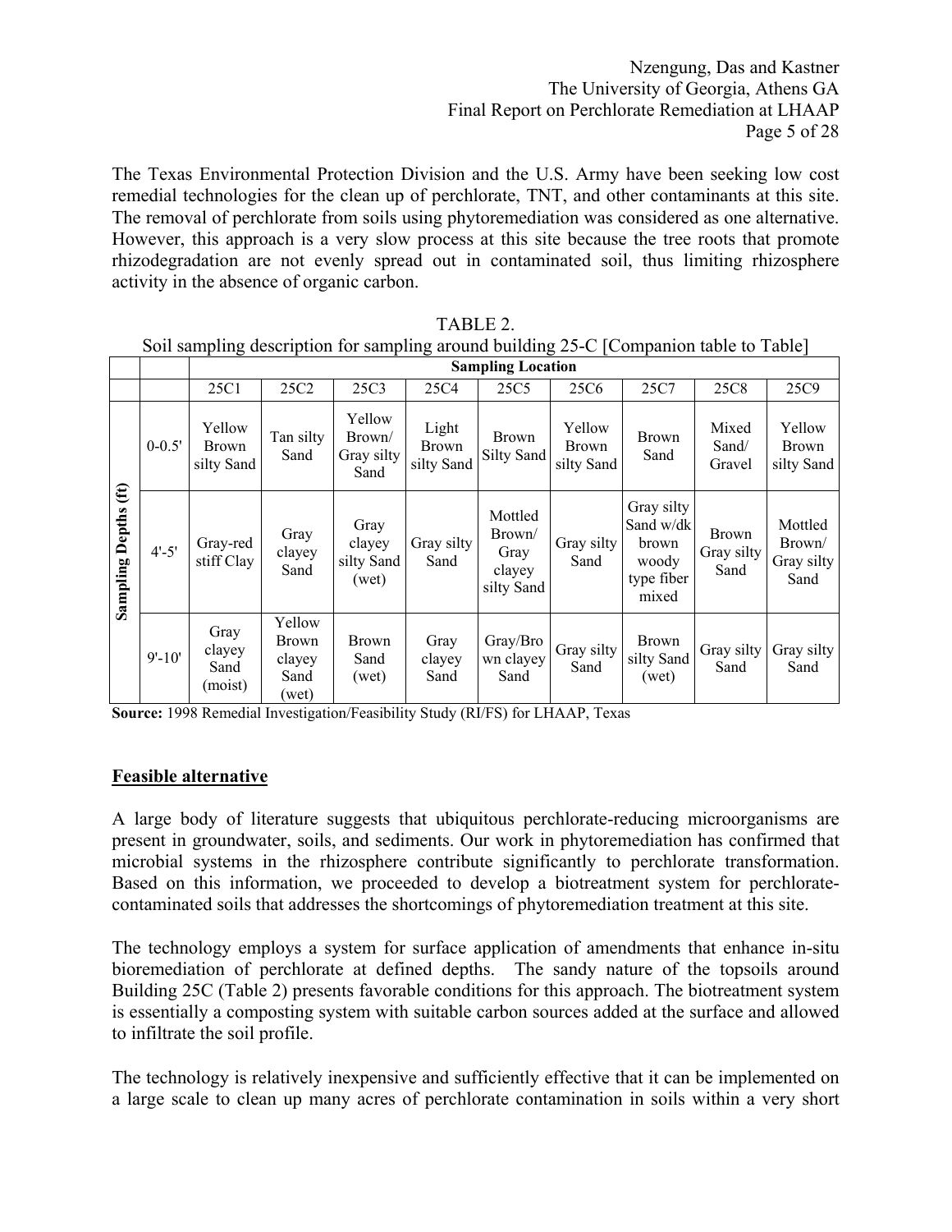The Texas Environmental Protection Division and the U.S. Army have been seeking low cost remedial technologies for the clean up of perchlorate, TNT, and other contaminants at this site. The removal of perchlorate from soils using phytoremediation was considered as one alternative. However, this approach is a very slow process at this site because the tree roots that promote rhizodegradation are not evenly spread out in contaminated soil, thus limiting rhizosphere activity in the absence of organic carbon.

TABLE 2.
Soil sampling description for sampling around building 25-C [Companion table to Table]

| | | Sampling Location | | | | | | | | |
|---|---|---|---|---|---|---|---|---|---|---|
| | | 25C1 | 25C2 | 25C3 | 25C4 | 25C5 | 25C6 | 25C7 | 25C8 | 25C9 |
| **Sampling Depths (ft)** | 0-0.5' | Yellow Brown silty Sand | Tan silty Sand | Yellow Brown/ Gray silty Sand | Light Brown silty Sand | Brown Silty Sand | Yellow Brown silty Sand | Brown Sand | Mixed Sand/ Gravel | Yellow Brown silty Sand |
| | 4'-5' | Gray-red stiff Clay | Gray clayey Sand | Gray clayey silty Sand (wet) | Gray silty Sand | Mottled Brown/ Gray clayey silty Sand | Gray silty Sand | Gray silty Sand w/dk brown woody type fiber mixed | Brown Gray silty Sand | Mottled Brown/ Gray silty Sand |
| | 9'-10' | Gray clayey Sand (moist) | Yellow Brown clayey Sand (wet) | Brown Sand (wet) | Gray clayey Sand | Gray/Brown clayey Sand | Gray silty Sand | Brown silty Sand (wet) | Gray silty Sand | Gray silty Sand |

**Source:** 1998 Remedial Investigation/Feasibility Study (RI/FS) for LHAAP, Texas

## Feasible alternative

A large body of literature suggests that ubiquitous perchlorate-reducing microorganisms are present in groundwater, soils, and sediments. Our work in phytoremediation has confirmed that microbial systems in the rhizosphere contribute significantly to perchlorate transformation. Based on this information, we proceeded to develop a biotreatment system for perchlorate-contaminated soils that addresses the shortcomings of phytoremediation treatment at this site.

The technology employs a system for surface application of amendments that enhance in-situ bioremediation of perchlorate at defined depths. The sandy nature of the topsoils around Building 25C (Table 2) presents favorable conditions for this approach. The biotreatment system is essentially a composting system with suitable carbon sources added at the surface and allowed to infiltrate the soil profile.

The technology is relatively inexpensive and sufficiently effective that it can be implemented on a large scale to clean up many acres of perchlorate contamination in soils within a very short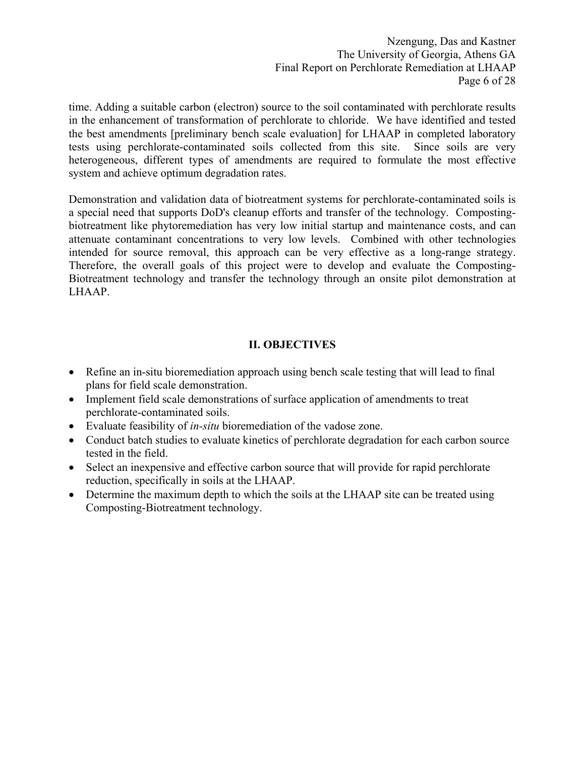time. Adding a suitable carbon (electron) source to the soil contaminated with perchlorate results in the enhancement of transformation of perchlorate to chloride. We have identified and tested the best amendments [preliminary bench scale evaluation] for LHAAP in completed laboratory tests using perchlorate-contaminated soils collected from this site. Since soils are very heterogeneous, different types of amendments are required to formulate the most effective system and achieve optimum degradation rates.

Demonstration and validation data of biotreatment systems for perchlorate-contaminated soils is a special need that supports DoD's cleanup efforts and transfer of the technology. Composting-biotreatment like phytoremediation has very low initial startup and maintenance costs, and can attenuate contaminant concentrations to very low levels. Combined with other technologies intended for source removal, this approach can be very effective as a long-range strategy. Therefore, the overall goals of this project were to develop and evaluate the Composting-Biotreatment technology and transfer the technology through an onsite pilot demonstration at LHAAP.

## II. OBJECTIVES

- Refine an in-situ bioremediation approach using bench scale testing that will lead to final plans for field scale demonstration.
- Implement field scale demonstrations of surface application of amendments to treat perchlorate-contaminated soils.
- Evaluate feasibility of *in-situ* bioremediation of the vadose zone.
- Conduct batch studies to evaluate kinetics of perchlorate degradation for each carbon source tested in the field.
- Select an inexpensive and effective carbon source that will provide for rapid perchlorate reduction, specifically in soils at the LHAAP.
- Determine the maximum depth to which the soils at the LHAAP site can be treated using Composting-Biotreatment technology.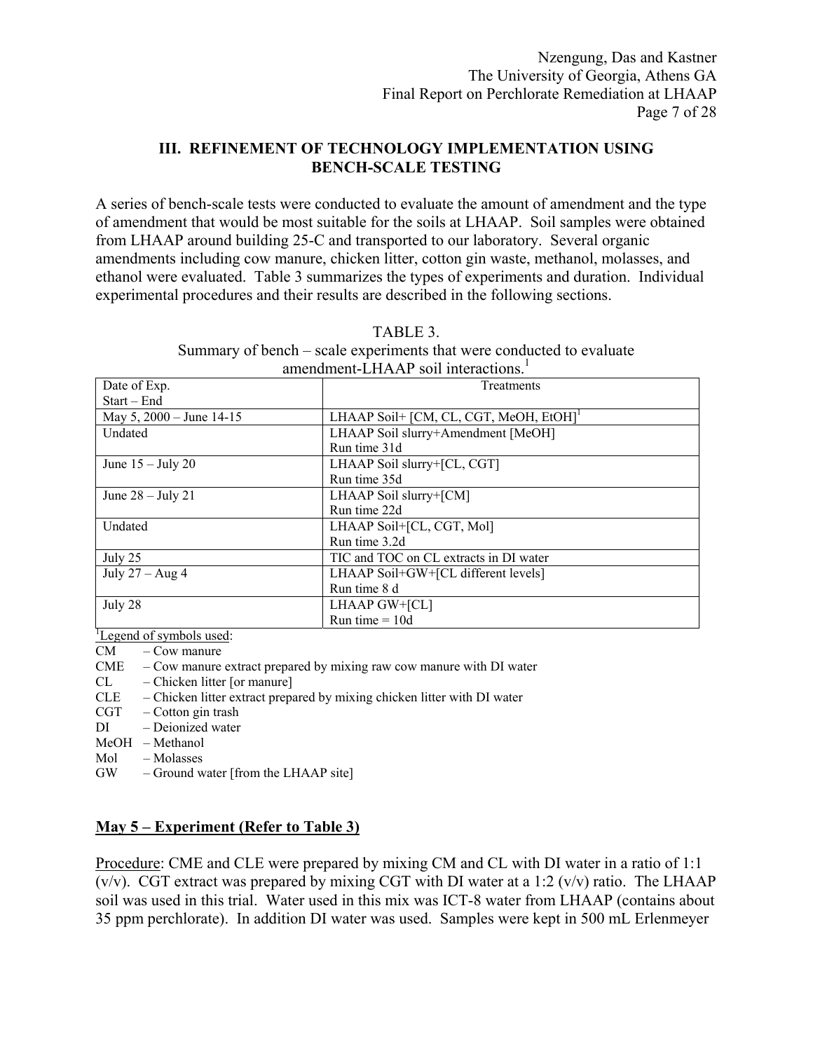## III. REFINEMENT OF TECHNOLOGY IMPLEMENTATION USING BENCH-SCALE TESTING

A series of bench-scale tests were conducted to evaluate the amount of amendment and the type of amendment that would be most suitable for the soils at LHAAP. Soil samples were obtained from LHAAP around building 25-C and transported to our laboratory. Several organic amendments including cow manure, chicken litter, cotton gin waste, methanol, molasses, and ethanol were evaluated. Table 3 summarizes the types of experiments and duration. Individual experimental procedures and their results are described in the following sections.

TABLE 3.
Summary of bench – scale experiments that were conducted to evaluate amendment-LHAAP soil interactions.[1]

| Date of Exp. Start – End | Treatments |
|---|---|
| May 5, 2000 – June 14-15 | LHAAP Soil+ [CM, CL, CGT, MeOH, EtOH][1] |
| Undated | LHAAP Soil slurry+Amendment [MeOH] Run time 31d |
| June 15 – July 20 | LHAAP Soil slurry+[CL, CGT] Run time 35d |
| June 28 – July 21 | LHAAP Soil slurry+[CM] Run time 22d |
| Undated | LHAAP Soil+[CL, CGT, Mol] Run time 3.2d |
| July 25 | TIC and TOC on CL extracts in DI water |
| July 27 – Aug 4 | LHAAP Soil+GW+[CL different levels] Run time 8 d |
| July 28 | LHAAP GW+[CL] Run time = 10d |

[1]Legend of symbols used:

- CM – Cow manure
- CME – Cow manure extract prepared by mixing raw cow manure with DI water
- CL – Chicken litter [or manure]
- CLE – Chicken litter extract prepared by mixing chicken litter with DI water
- CGT – Cotton gin trash
- DI – Deionized water
- MeOH – Methanol
- Mol – Molasses
- GW – Ground water [from the LHAAP site]

### May 5 – Experiment (Refer to Table 3)

Procedure: CME and CLE were prepared by mixing CM and CL with DI water in a ratio of 1:1 (v/v). CGT extract was prepared by mixing CGT with DI water at a 1:2 (v/v) ratio. The LHAAP soil was used in this trial. Water used in this mix was ICT-8 water from LHAAP (contains about 35 ppm perchlorate). In addition DI water was used. Samples were kept in 500 mL Erlenmeyer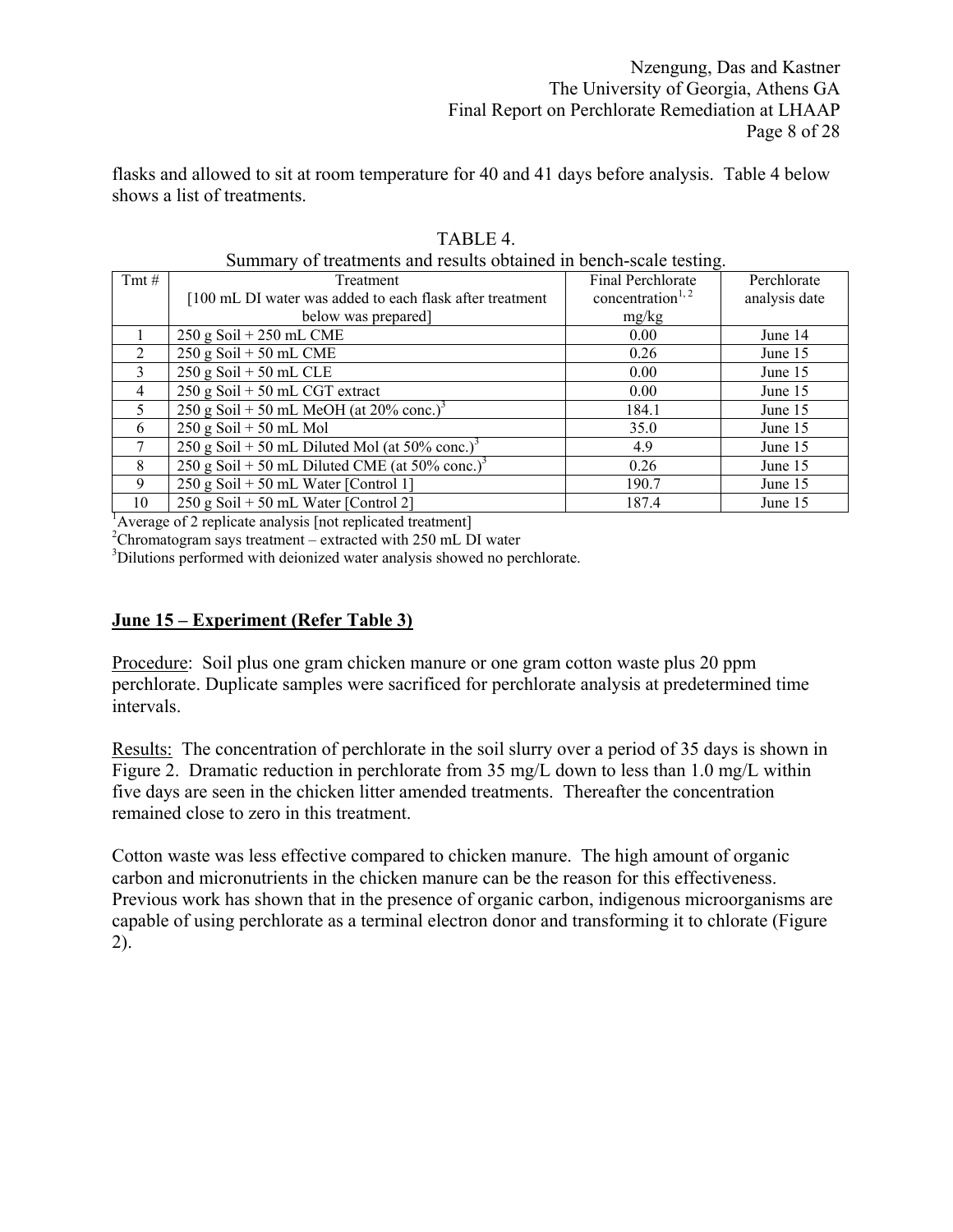flasks and allowed to sit at room temperature for 40 and 41 days before analysis. Table 4 below shows a list of treatments.

TABLE 4.
Summary of treatments and results obtained in bench-scale testing.

| Tmt # | Treatment [100 mL DI water was added to each flask after treatment below was prepared] | Final Perchlorate concentration[1, 2] mg/kg | Perchlorate analysis date |
|---|---|---|---|
| 1 | 250 g Soil + 250 mL CME | 0.00 | June 14 |
| 2 | 250 g Soil + 50 mL CME | 0.26 | June 15 |
| 3 | 250 g Soil + 50 mL CLE | 0.00 | June 15 |
| 4 | 250 g Soil + 50 mL CGT extract | 0.00 | June 15 |
| 5 | 250 g Soil + 50 mL MeOH (at 20% conc.)[3] | 184.1 | June 15 |
| 6 | 250 g Soil + 50 mL Mol | 35.0 | June 15 |
| 7 | 250 g Soil + 50 mL Diluted Mol (at 50% conc.)[3] | 4.9 | June 15 |
| 8 | 250 g Soil + 50 mL Diluted CME (at 50% conc.)[3] | 0.26 | June 15 |
| 9 | 250 g Soil + 50 mL Water [Control 1] | 190.7 | June 15 |
| 10 | 250 g Soil + 50 mL Water [Control 2] | 187.4 | June 15 |

[1]Average of 2 replicate analysis [not replicated treatment]
[2]Chromatogram says treatment – extracted with 250 mL DI water
[3]Dilutions performed with deionized water analysis showed no perchlorate.

## June 15 – Experiment (Refer Table 3)

Procedure: Soil plus one gram chicken manure or one gram cotton waste plus 20 ppm perchlorate. Duplicate samples were sacrificed for perchlorate analysis at predetermined time intervals.

Results: The concentration of perchlorate in the soil slurry over a period of 35 days is shown in Figure 2. Dramatic reduction in perchlorate from 35 mg/L down to less than 1.0 mg/L within five days are seen in the chicken litter amended treatments. Thereafter the concentration remained close to zero in this treatment.

Cotton waste was less effective compared to chicken manure. The high amount of organic carbon and micronutrients in the chicken manure can be the reason for this effectiveness. Previous work has shown that in the presence of organic carbon, indigenous microorganisms are capable of using perchlorate as a terminal electron donor and transforming it to chlorate (Figure 2).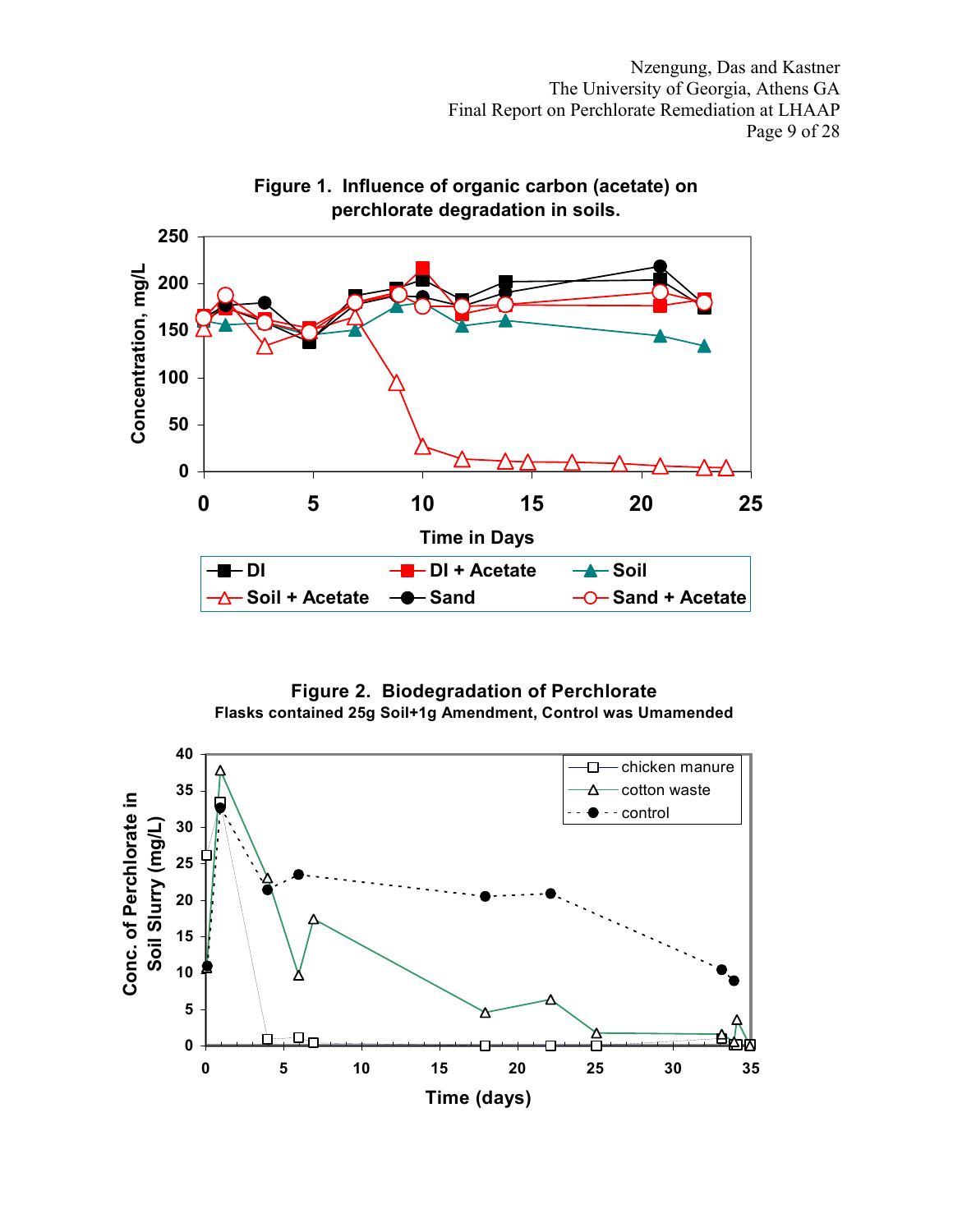**Figure 1. Influence of organic carbon (acetate) on perchlorate degradation in soils.**

**Figure 2. Biodegradation of Perchlorate**
**Flasks contained 25g Soil+1g Amendment, Control was Umamended**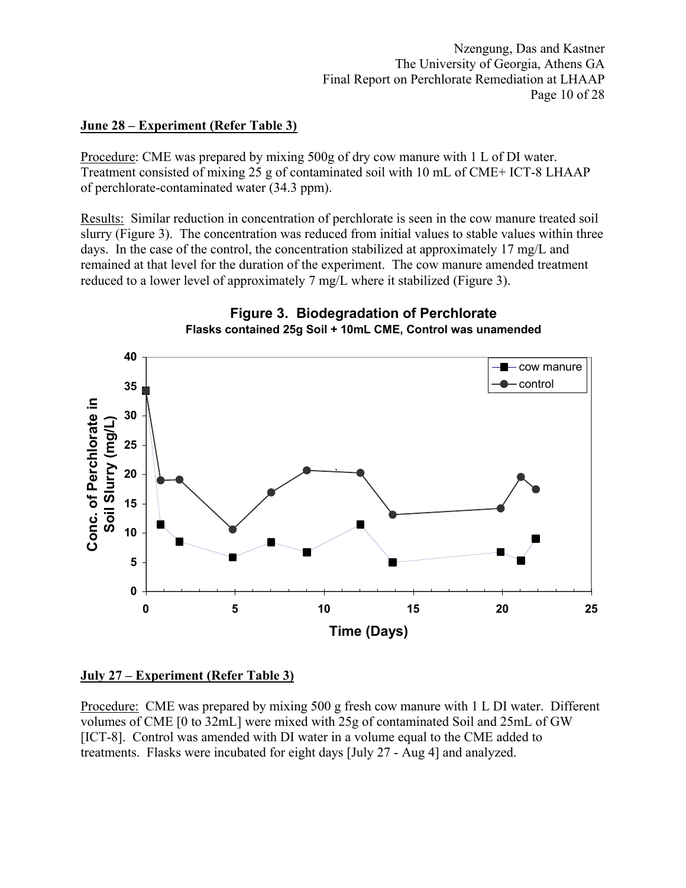**June 28 – Experiment (Refer Table 3)**

Procedure: CME was prepared by mixing 500g of dry cow manure with 1 L of DI water. Treatment consisted of mixing 25 g of contaminated soil with 10 mL of CME+ ICT-8 LHAAP of perchlorate-contaminated water (34.3 ppm).

Results: Similar reduction in concentration of perchlorate is seen in the cow manure treated soil slurry (Figure 3). The concentration was reduced from initial values to stable values within three days. In the case of the control, the concentration stabilized at approximately 17 mg/L and remained at that level for the duration of the experiment. The cow manure amended treatment reduced to a lower level of approximately 7 mg/L where it stabilized (Figure 3).

**Figure 3. Biodegradation of Perchlorate**
**Flasks contained 25g Soil + 10mL CME, Control was unamended**

**July 27 – Experiment (Refer Table 3)**

Procedure: CME was prepared by mixing 500 g fresh cow manure with 1 L DI water. Different volumes of CME [0 to 32mL] were mixed with 25g of contaminated Soil and 25mL of GW [ICT-8]. Control was amended with DI water in a volume equal to the CME added to treatments. Flasks were incubated for eight days [July 27 - Aug 4] and analyzed.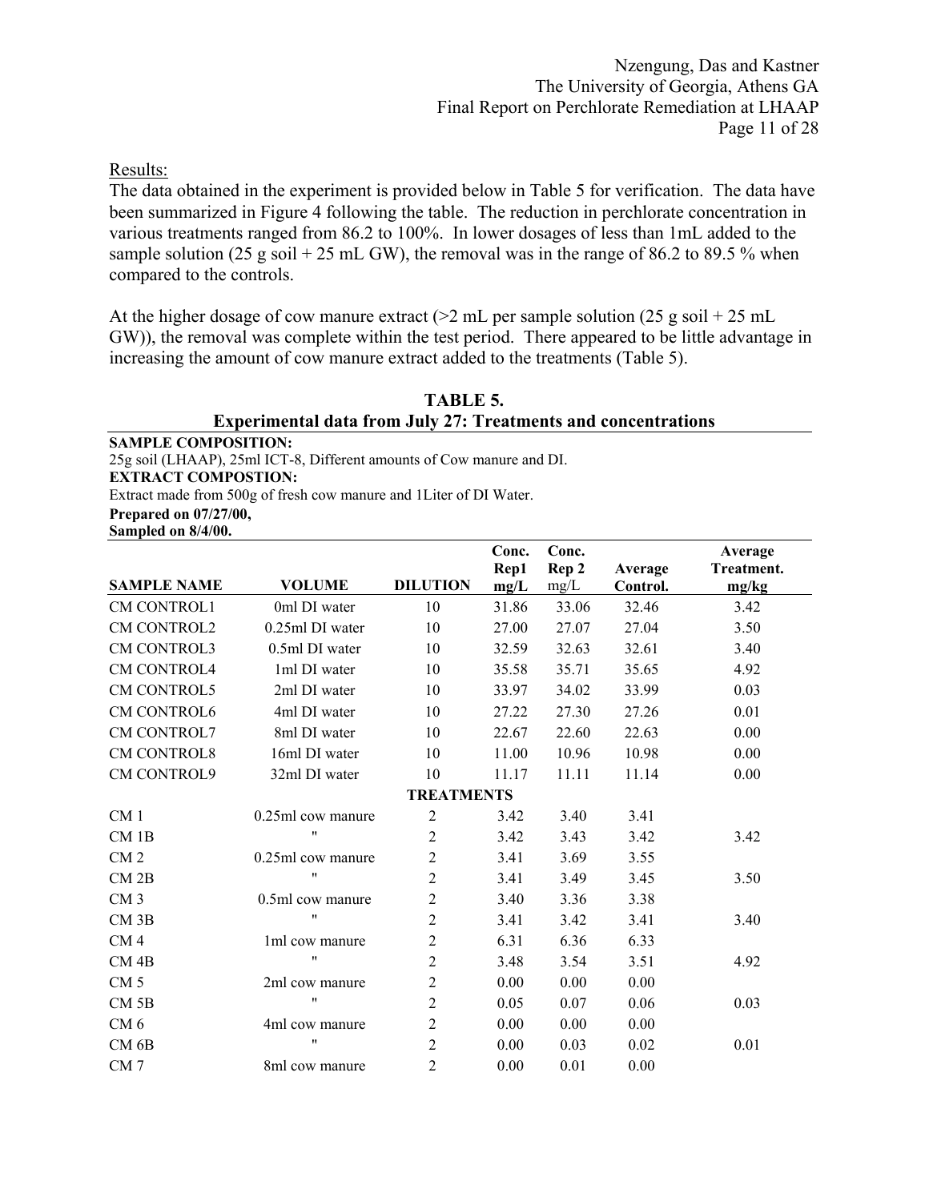Results:

The data obtained in the experiment is provided below in Table 5 for verification. The data have been summarized in Figure 4 following the table. The reduction in perchlorate concentration in various treatments ranged from 86.2 to 100%. In lower dosages of less than 1mL added to the sample solution (25 g soil + 25 mL GW), the removal was in the range of 86.2 to 89.5 % when compared to the controls.

At the higher dosage of cow manure extract (>2 mL per sample solution (25 g soil + 25 mL GW)), the removal was complete within the test period. There appeared to be little advantage in increasing the amount of cow manure extract added to the treatments (Table 5).

**TABLE 5.**
**Experimental data from July 27: Treatments and concentrations**

**SAMPLE COMPOSITION:**
25g soil (LHAAP), 25ml ICT-8, Different amounts of Cow manure and DI.
**EXTRACT COMPOSTION:**
Extract made from 500g of fresh cow manure and 1Liter of DI Water.
**Prepared on 07/27/00,**
**Sampled on 8/4/00.**

| SAMPLE NAME | VOLUME | DILUTION | Conc. Rep1 mg/L | Conc. Rep 2 mg/L | Average Control. | Average Treatment. mg/kg |
|---|---|---|---|---|---|---|
| CM CONTROL1 | 0ml DI water | 10 | 31.86 | 33.06 | 32.46 | 3.42 |
| CM CONTROL2 | 0.25ml DI water | 10 | 27.00 | 27.07 | 27.04 | 3.50 |
| CM CONTROL3 | 0.5ml DI water | 10 | 32.59 | 32.63 | 32.61 | 3.40 |
| CM CONTROL4 | 1ml DI water | 10 | 35.58 | 35.71 | 35.65 | 4.92 |
| CM CONTROL5 | 2ml DI water | 10 | 33.97 | 34.02 | 33.99 | 0.03 |
| CM CONTROL6 | 4ml DI water | 10 | 27.22 | 27.30 | 27.26 | 0.01 |
| CM CONTROL7 | 8ml DI water | 10 | 22.67 | 22.60 | 22.63 | 0.00 |
| CM CONTROL8 | 16ml DI water | 10 | 11.00 | 10.96 | 10.98 | 0.00 |
| CM CONTROL9 | 32ml DI water | 10 | 11.17 | 11.11 | 11.14 | 0.00 |
| | | **TREATMENTS** | | | | |
| CM 1 | 0.25ml cow manure | 2 | 3.42 | 3.40 | 3.41 | |
| CM 1B | " | 2 | 3.42 | 3.43 | 3.42 | 3.42 |
| CM 2 | 0.25ml cow manure | 2 | 3.41 | 3.69 | 3.55 | |
| CM 2B | " | 2 | 3.41 | 3.49 | 3.45 | 3.50 |
| CM 3 | 0.5ml cow manure | 2 | 3.40 | 3.36 | 3.38 | |
| CM 3B | " | 2 | 3.41 | 3.42 | 3.41 | 3.40 |
| CM 4 | 1ml cow manure | 2 | 6.31 | 6.36 | 6.33 | |
| CM 4B | " | 2 | 3.48 | 3.54 | 3.51 | 4.92 |
| CM 5 | 2ml cow manure | 2 | 0.00 | 0.00 | 0.00 | |
| CM 5B | " | 2 | 0.05 | 0.07 | 0.06 | 0.03 |
| CM 6 | 4ml cow manure | 2 | 0.00 | 0.00 | 0.00 | |
| CM 6B | " | 2 | 0.00 | 0.03 | 0.02 | 0.01 |
| CM 7 | 8ml cow manure | 2 | 0.00 | 0.01 | 0.00 | |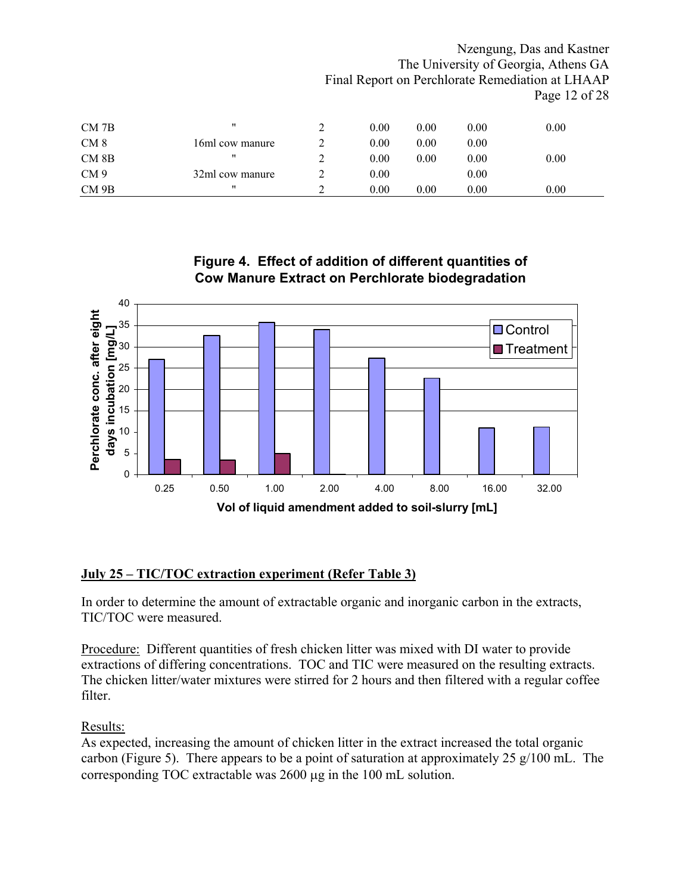| | | | | | | |
|---|---|---|---|---|---|---|
| CM 7B | " | 2 | 0.00 | 0.00 | 0.00 | 0.00 |
| CM 8 | 16ml cow manure | 2 | 0.00 | 0.00 | 0.00 | |
| CM 8B | " | 2 | 0.00 | 0.00 | 0.00 | 0.00 |
| CM 9 | 32ml cow manure | 2 | 0.00 | | 0.00 | |
| CM 9B | " | 2 | 0.00 | 0.00 | 0.00 | 0.00 |

**Figure 4. Effect of addition of different quantities of Cow Manure Extract on Perchlorate biodegradation**

## July 25 – TIC/TOC extraction experiment (Refer Table 3)

In order to determine the amount of extractable organic and inorganic carbon in the extracts, TIC/TOC were measured.

Procedure: Different quantities of fresh chicken litter was mixed with DI water to provide extractions of differing concentrations. TOC and TIC were measured on the resulting extracts. The chicken litter/water mixtures were stirred for 2 hours and then filtered with a regular coffee filter.

Results:
As expected, increasing the amount of chicken litter in the extract increased the total organic carbon (Figure 5). There appears to be a point of saturation at approximately 25 g/100 mL. The corresponding TOC extractable was 2600 μg in the 100 mL solution.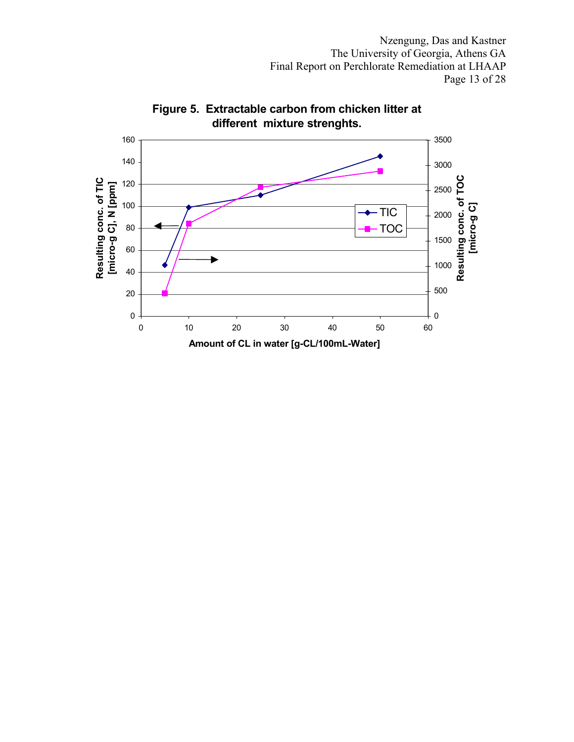**Figure 5. Extractable carbon from chicken litter at different mixture strenghts.**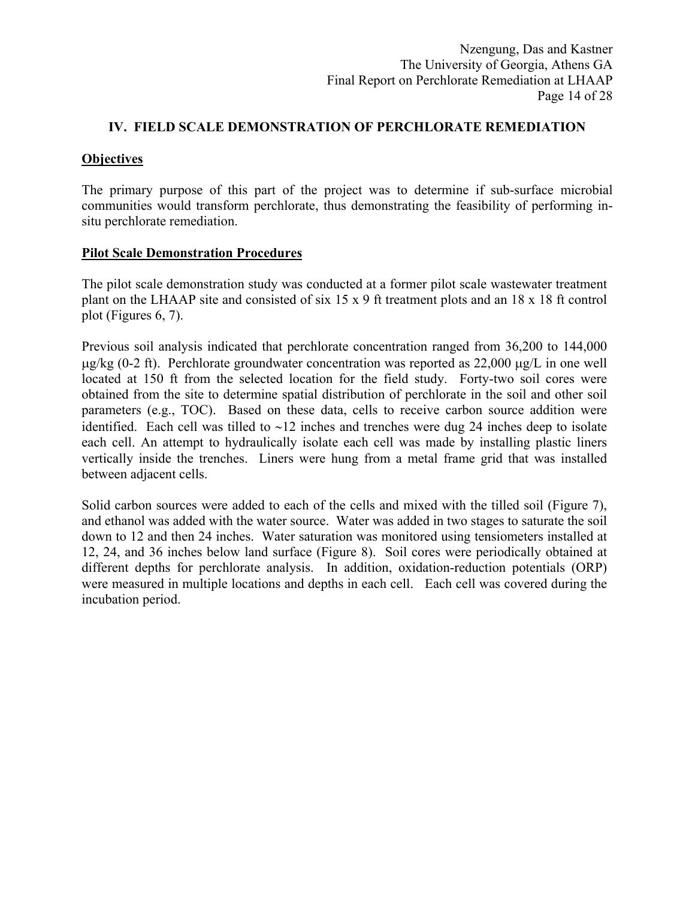## IV. FIELD SCALE DEMONSTRATION OF PERCHLORATE REMEDIATION

### Objectives

The primary purpose of this part of the project was to determine if sub-surface microbial communities would transform perchlorate, thus demonstrating the feasibility of performing in-situ perchlorate remediation.

### Pilot Scale Demonstration Procedures

The pilot scale demonstration study was conducted at a former pilot scale wastewater treatment plant on the LHAAP site and consisted of six 15 x 9 ft treatment plots and an 18 x 18 ft control plot (Figures 6, 7).

Previous soil analysis indicated that perchlorate concentration ranged from 36,200 to 144,000 μg/kg (0-2 ft). Perchlorate groundwater concentration was reported as 22,000 μg/L in one well located at 150 ft from the selected location for the field study. Forty-two soil cores were obtained from the site to determine spatial distribution of perchlorate in the soil and other soil parameters (e.g., TOC). Based on these data, cells to receive carbon source addition were identified. Each cell was tilled to ~12 inches and trenches were dug 24 inches deep to isolate each cell. An attempt to hydraulically isolate each cell was made by installing plastic liners vertically inside the trenches. Liners were hung from a metal frame grid that was installed between adjacent cells.

Solid carbon sources were added to each of the cells and mixed with the tilled soil (Figure 7), and ethanol was added with the water source. Water was added in two stages to saturate the soil down to 12 and then 24 inches. Water saturation was monitored using tensiometers installed at 12, 24, and 36 inches below land surface (Figure 8). Soil cores were periodically obtained at different depths for perchlorate analysis. In addition, oxidation-reduction potentials (ORP) were measured in multiple locations and depths in each cell. Each cell was covered during the incubation period.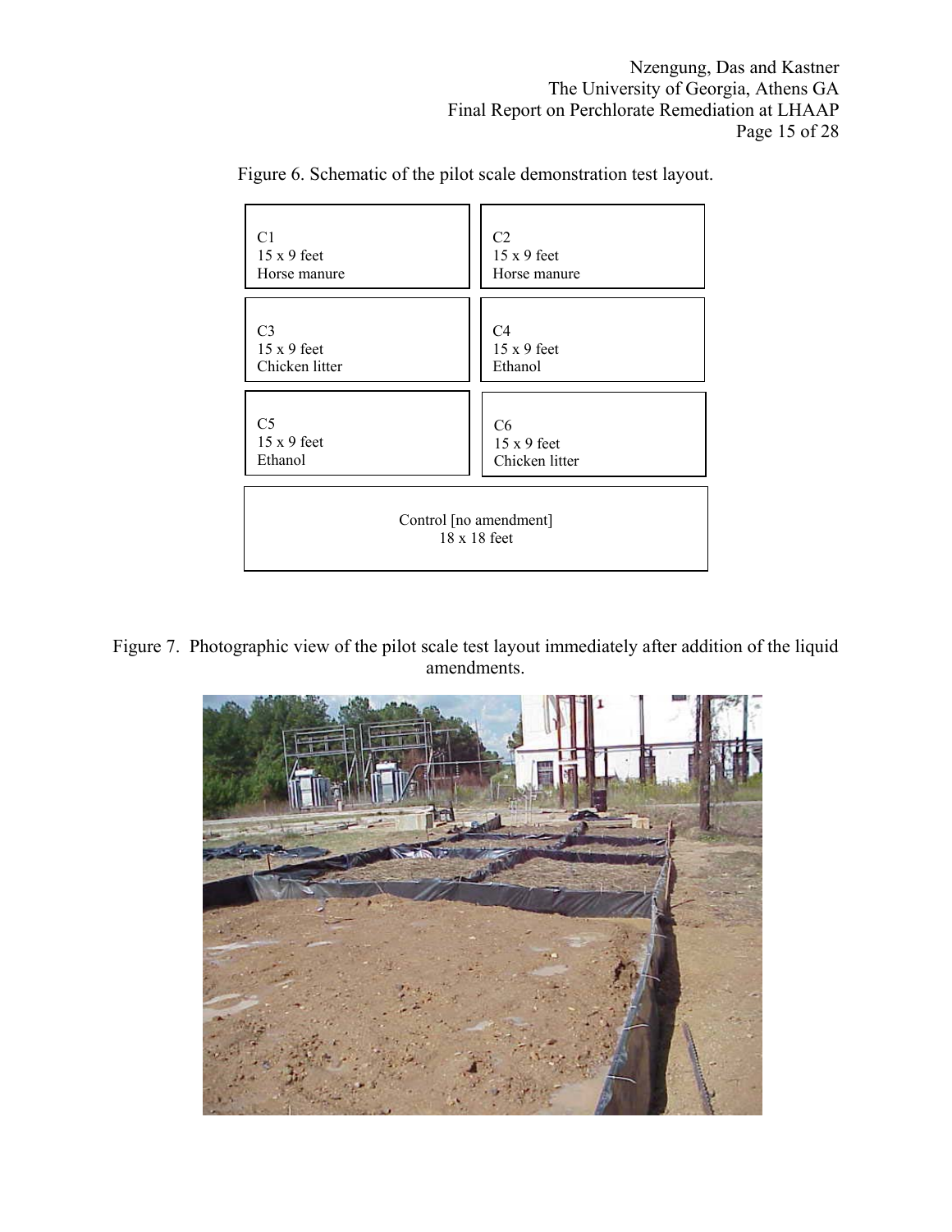Figure 6. Schematic of the pilot scale demonstration test layout.

| | |
|---|---|
| C1<br>15 x 9 feet<br>Horse manure | C2<br>15 x 9 feet<br>Horse manure |
| C3<br>15 x 9 feet<br>Chicken litter | C4<br>15 x 9 feet<br>Ethanol |
| C5<br>15 x 9 feet<br>Ethanol | C6<br>15 x 9 feet<br>Chicken litter |

Control [no amendment]
18 x 18 feet

Figure 7. Photographic view of the pilot scale test layout immediately after addition of the liquid amendments.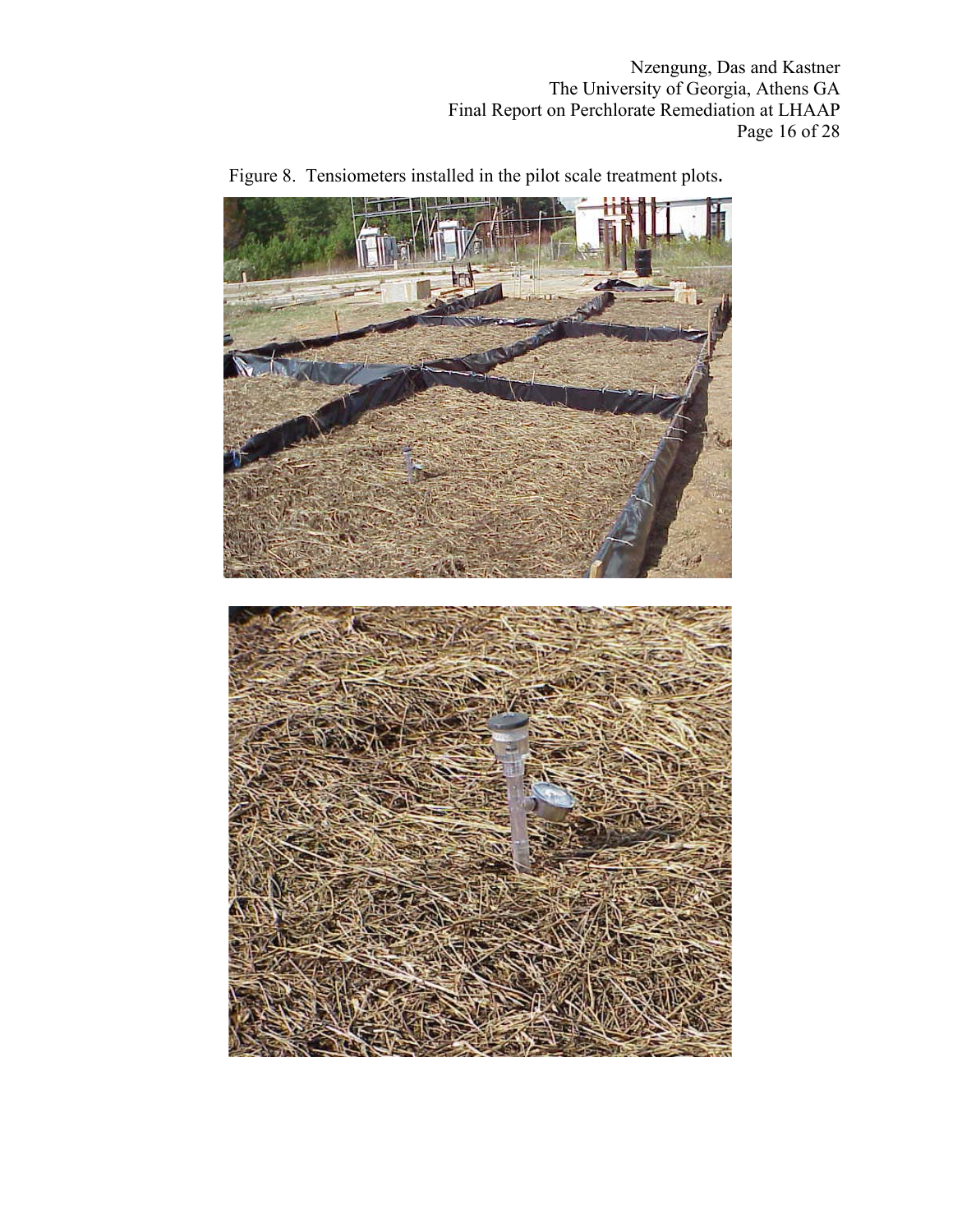Figure 8. Tensiometers installed in the pilot scale treatment plots.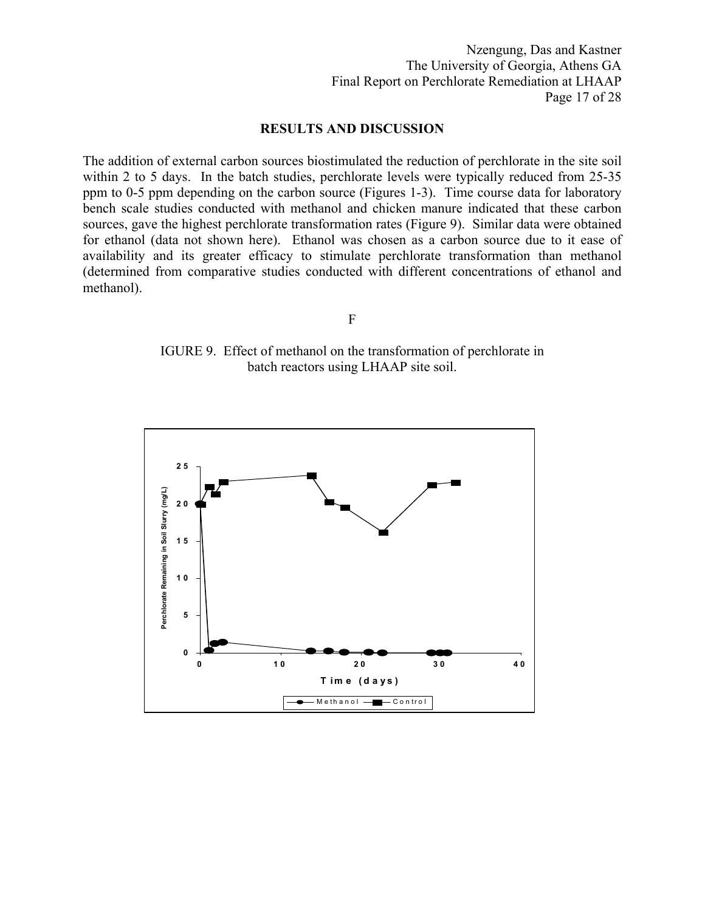## RESULTS AND DISCUSSION

The addition of external carbon sources biostimulated the reduction of perchlorate in the site soil within 2 to 5 days. In the batch studies, perchlorate levels were typically reduced from 25-35 ppm to 0-5 ppm depending on the carbon source (Figures 1-3). Time course data for laboratory bench scale studies conducted with methanol and chicken manure indicated that these carbon sources, gave the highest perchlorate transformation rates (Figure 9). Similar data were obtained for ethanol (data not shown here). Ethanol was chosen as a carbon source due to it ease of availability and its greater efficacy to stimulate perchlorate transformation than methanol (determined from comparative studies conducted with different concentrations of ethanol and methanol).

FIGURE 9. Effect of methanol on the transformation of perchlorate in batch reactors using LHAAP site soil.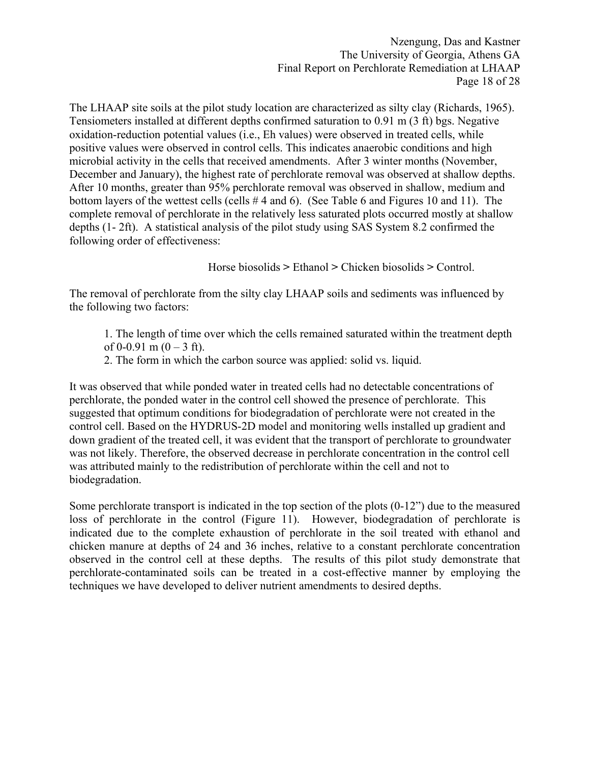The LHAAP site soils at the pilot study location are characterized as silty clay (Richards, 1965). Tensiometers installed at different depths confirmed saturation to 0.91 m (3 ft) bgs. Negative oxidation-reduction potential values (i.e., Eh values) were observed in treated cells, while positive values were observed in control cells. This indicates anaerobic conditions and high microbial activity in the cells that received amendments. After 3 winter months (November, December and January), the highest rate of perchlorate removal was observed at shallow depths. After 10 months, greater than 95% perchlorate removal was observed in shallow, medium and bottom layers of the wettest cells (cells # 4 and 6). (See Table 6 and Figures 10 and 11). The complete removal of perchlorate in the relatively less saturated plots occurred mostly at shallow depths (1- 2ft). A statistical analysis of the pilot study using SAS System 8.2 confirmed the following order of effectiveness:

Horse biosolids > Ethanol > Chicken biosolids > Control.

The removal of perchlorate from the silty clay LHAAP soils and sediments was influenced by the following two factors:

1. The length of time over which the cells remained saturated within the treatment depth of 0-0.91 m (0 – 3 ft).
2. The form in which the carbon source was applied: solid vs. liquid.

It was observed that while ponded water in treated cells had no detectable concentrations of perchlorate, the ponded water in the control cell showed the presence of perchlorate. This suggested that optimum conditions for biodegradation of perchlorate were not created in the control cell. Based on the HYDRUS-2D model and monitoring wells installed up gradient and down gradient of the treated cell, it was evident that the transport of perchlorate to groundwater was not likely. Therefore, the observed decrease in perchlorate concentration in the control cell was attributed mainly to the redistribution of perchlorate within the cell and not to biodegradation.

Some perchlorate transport is indicated in the top section of the plots (0-12") due to the measured loss of perchlorate in the control (Figure 11). However, biodegradation of perchlorate is indicated due to the complete exhaustion of perchlorate in the soil treated with ethanol and chicken manure at depths of 24 and 36 inches, relative to a constant perchlorate concentration observed in the control cell at these depths. The results of this pilot study demonstrate that perchlorate-contaminated soils can be treated in a cost-effective manner by employing the techniques we have developed to deliver nutrient amendments to desired depths.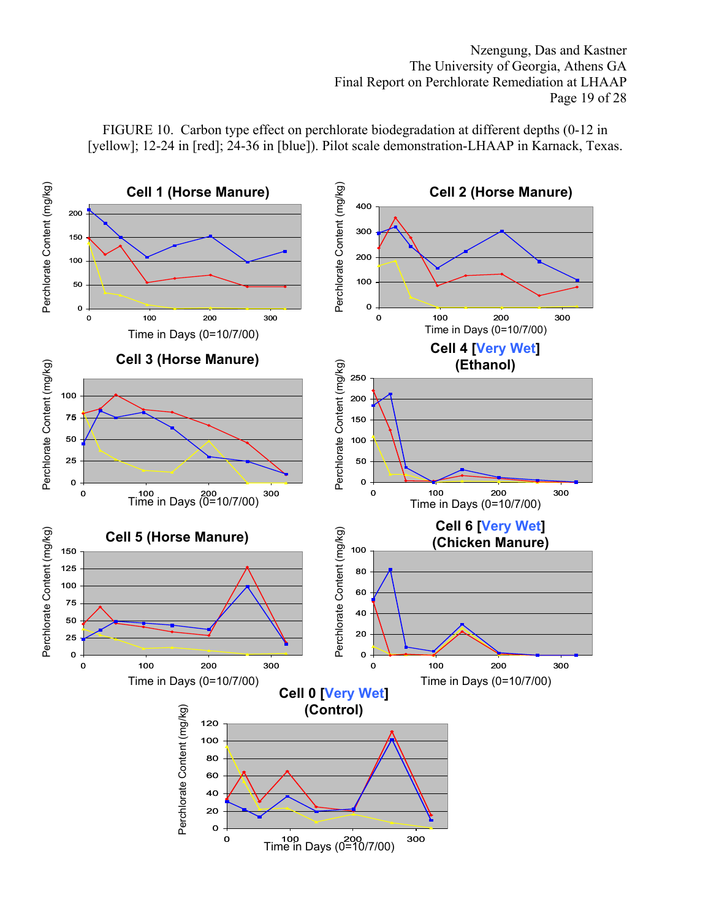FIGURE 10. Carbon type effect on perchlorate biodegradation at different depths (0-12 in [yellow]; 12-24 in [red]; 24-36 in [blue]). Pilot scale demonstration-LHAAP in Karnack, Texas.

**Cell 1 (Horse Manure)**

**Cell 2 (Horse Manure)**

**Cell 3 (Horse Manure)**

**Cell 4 [Very Wet] (Ethanol)**

**Cell 5 (Horse Manure)**

**Cell 6 [Very Wet] (Chicken Manure)**

**Cell 0 [Very Wet] (Control)**

Perchlorate Content (mg/kg)

Time in Days (0=10/7/00)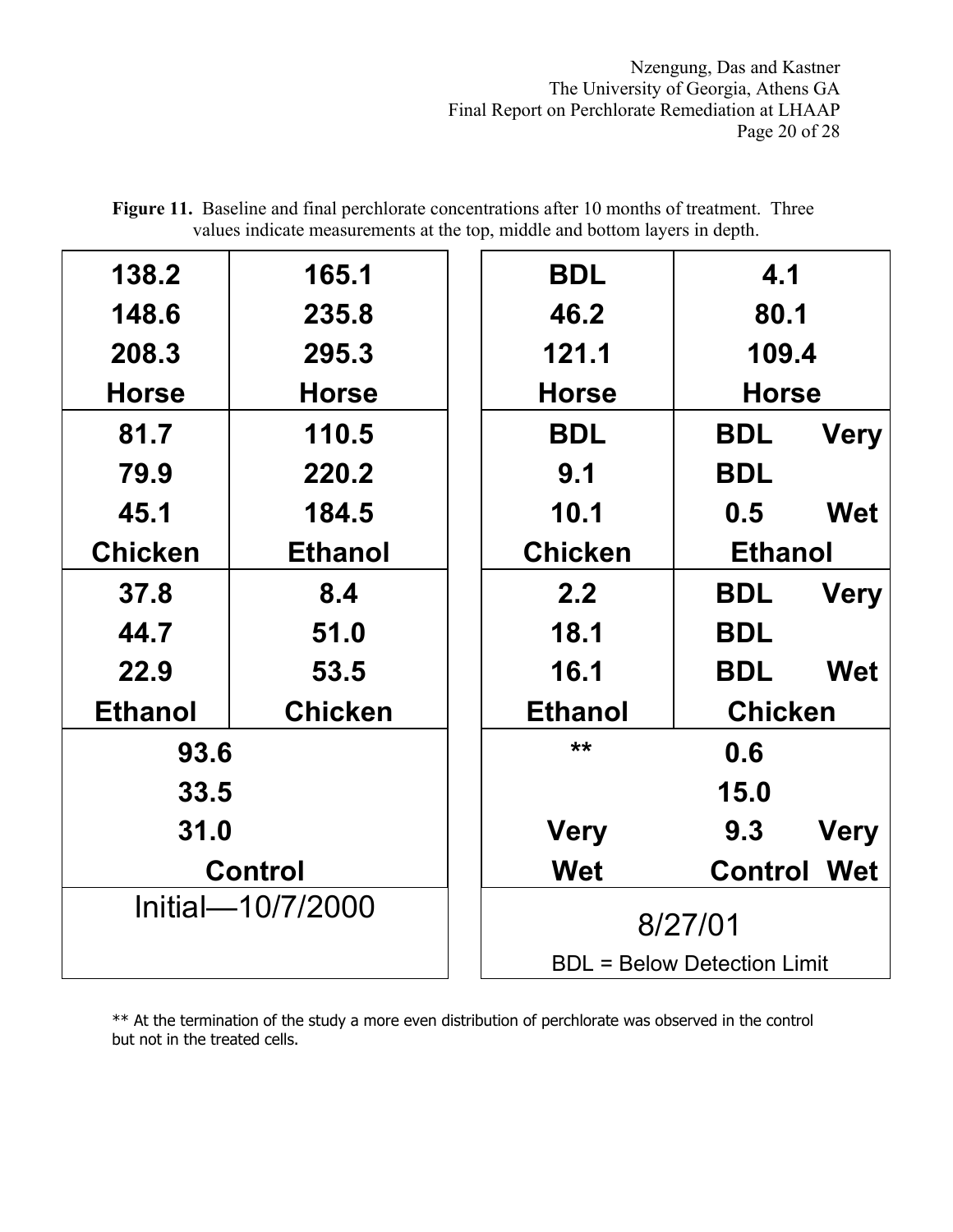**Figure 11.** Baseline and final perchlorate concentrations after 10 months of treatment. Three values indicate measurements at the top, middle and bottom layers in depth.

**Initial—10/7/2000**

| | |
|---|---|
| 138.2<br>148.6<br>208.3<br>**Horse** | 165.1<br>235.8<br>295.3<br>**Horse** |
| 81.7<br>79.9<br>45.1<br>**Chicken** | 110.5<br>220.2<br>184.5<br>**Ethanol** |
| 37.8<br>44.7<br>22.9<br>**Ethanol** | 8.4<br>51.0<br>53.5<br>**Chicken** |
| 93.6<br>33.5<br>31.0<br>**Control** | |

**8/27/01**

| | |
|---|---|
| BDL<br>46.2<br>121.1<br>**Horse** | 4.1<br>80.1<br>109.4<br>**Horse** |
| BDL<br>9.1<br>10.1<br>**Chicken** | BDL<br>BDL<br>0.5<br>**Ethanol** (Very Wet) |
| 2.2<br>18.1<br>16.1<br>**Ethanol** | BDL<br>BDL<br>BDL<br>**Chicken** (Very Wet) |
| ** 0.6<br>15.0<br>9.3<br>**Control** (Very Wet) | |

BDL = Below Detection Limit

** At the termination of the study a more even distribution of perchlorate was observed in the control but not in the treated cells.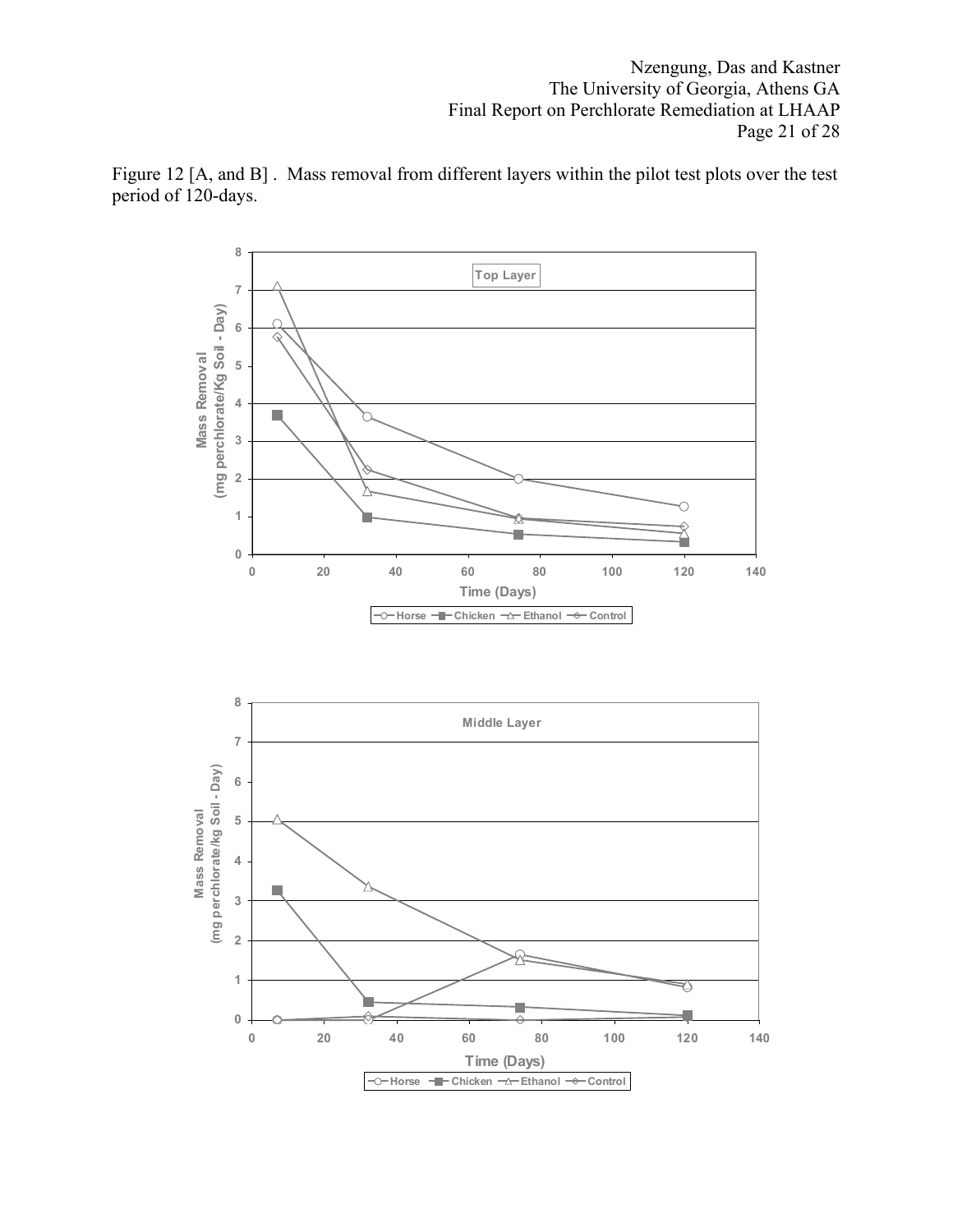Figure 12 [A, and B] . Mass removal from different layers within the pilot test plots over the test period of 120-days.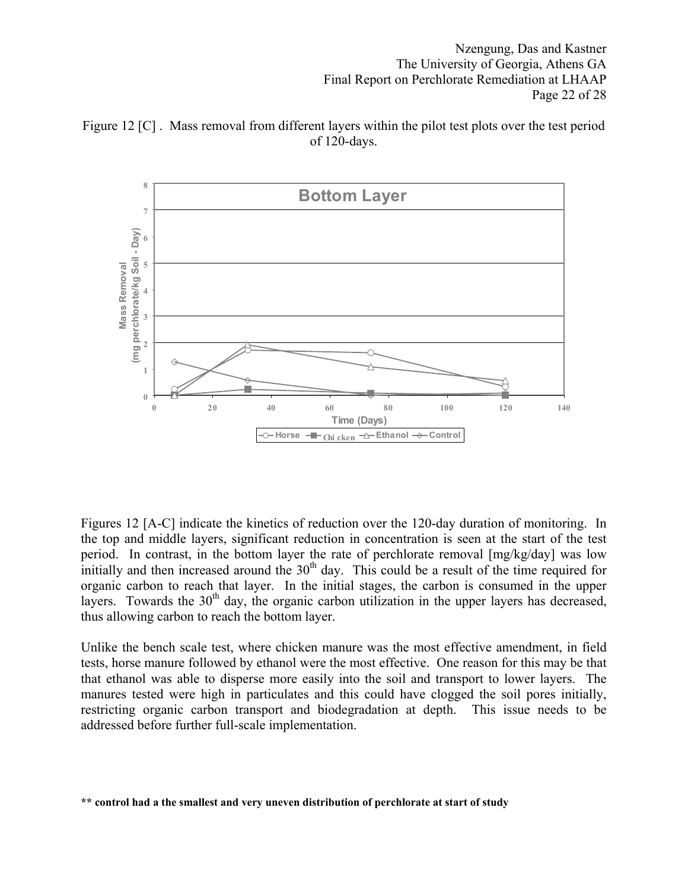Figure 12 [C] . Mass removal from different layers within the pilot test plots over the test period of 120-days.

Figures 12 [A-C] indicate the kinetics of reduction over the 120-day duration of monitoring. In the top and middle layers, significant reduction in concentration is seen at the start of the test period. In contrast, in the bottom layer the rate of perchlorate removal [mg/kg/day] was low initially and then increased around the 30$^{th}$ day. This could be a result of the time required for organic carbon to reach that layer. In the initial stages, the carbon is consumed in the upper layers. Towards the 30$^{th}$ day, the organic carbon utilization in the upper layers has decreased, thus allowing carbon to reach the bottom layer.

Unlike the bench scale test, where chicken manure was the most effective amendment, in field tests, horse manure followed by ethanol were the most effective. One reason for this may be that that ethanol was able to disperse more easily into the soil and transport to lower layers. The manures tested were high in particulates and this could have clogged the soil pores initially, restricting organic carbon transport and biodegradation at depth. This issue needs to be addressed before further full-scale implementation.

**** control had a the smallest and very uneven distribution of perchlorate at start of study**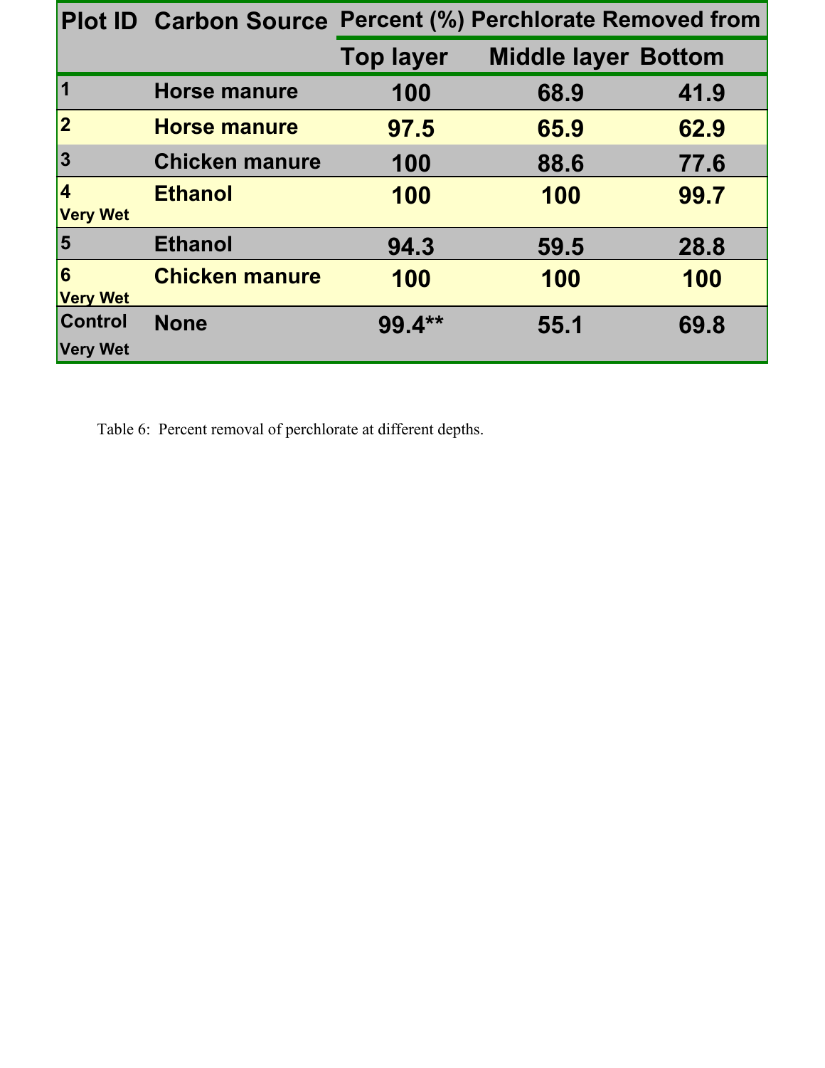| Plot ID | Carbon Source | Percent (%) Perchlorate Removed from | | |
|---|---|---|---|---|
| | | Top layer | Middle layer | Bottom |
| 1 | Horse manure | 100 | 68.9 | 41.9 |
| 2 | Horse manure | 97.5 | 65.9 | 62.9 |
| 3 | Chicken manure | 100 | 88.6 | 77.6 |
| 4 Very Wet | Ethanol | 100 | 100 | 99.7 |
| 5 | Ethanol | 94.3 | 59.5 | 28.8 |
| 6 Very Wet | Chicken manure | 100 | 100 | 100 |
| Control Very Wet | None | 99.4** | 55.1 | 69.8 |

Table 6: Percent removal of perchlorate at different depths.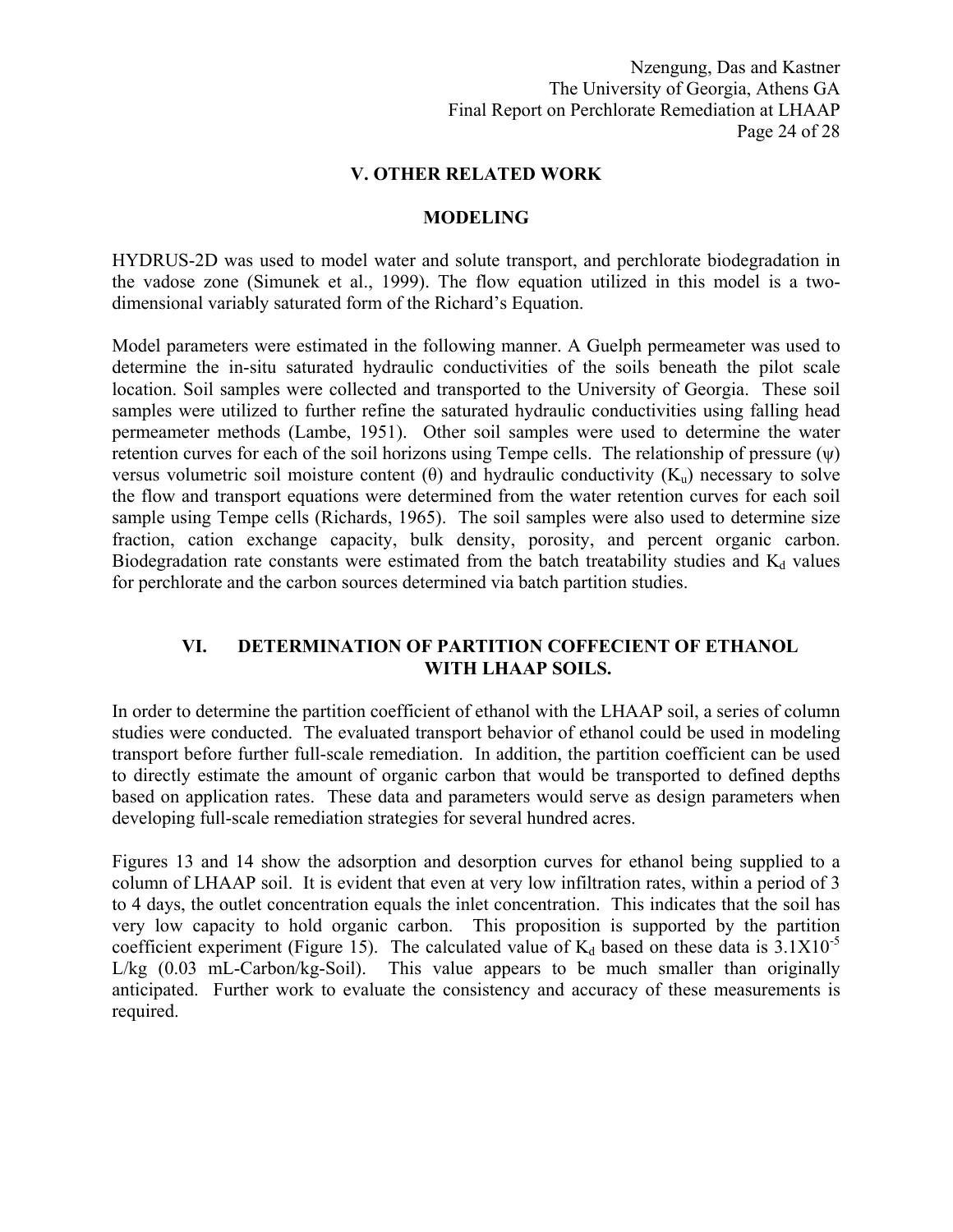## V. OTHER RELATED WORK

### MODELING

HYDRUS-2D was used to model water and solute transport, and perchlorate biodegradation in the vadose zone (Simunek et al., 1999). The flow equation utilized in this model is a two-dimensional variably saturated form of the Richard's Equation.

Model parameters were estimated in the following manner. A Guelph permeameter was used to determine the in-situ saturated hydraulic conductivities of the soils beneath the pilot scale location. Soil samples were collected and transported to the University of Georgia. These soil samples were utilized to further refine the saturated hydraulic conductivities using falling head permeameter methods (Lambe, 1951). Other soil samples were used to determine the water retention curves for each of the soil horizons using Tempe cells. The relationship of pressure ($\psi$) versus volumetric soil moisture content ($\theta$) and hydraulic conductivity ($K_u$) necessary to solve the flow and transport equations were determined from the water retention curves for each soil sample using Tempe cells (Richards, 1965). The soil samples were also used to determine size fraction, cation exchange capacity, bulk density, porosity, and percent organic carbon. Biodegradation rate constants were estimated from the batch treatability studies and $K_d$ values for perchlorate and the carbon sources determined via batch partition studies.

## VI. DETERMINATION OF PARTITION COFFECIENT OF ETHANOL WITH LHAAP SOILS.

In order to determine the partition coefficient of ethanol with the LHAAP soil, a series of column studies were conducted. The evaluated transport behavior of ethanol could be used in modeling transport before further full-scale remediation. In addition, the partition coefficient can be used to directly estimate the amount of organic carbon that would be transported to defined depths based on application rates. These data and parameters would serve as design parameters when developing full-scale remediation strategies for several hundred acres.

Figures 13 and 14 show the adsorption and desorption curves for ethanol being supplied to a column of LHAAP soil. It is evident that even at very low infiltration rates, within a period of 3 to 4 days, the outlet concentration equals the inlet concentration. This indicates that the soil has very low capacity to hold organic carbon. This proposition is supported by the partition coefficient experiment (Figure 15). The calculated value of $K_d$ based on these data is $3.1 \times 10^{-5}$ L/kg (0.03 mL-Carbon/kg-Soil). This value appears to be much smaller than originally anticipated. Further work to evaluate the consistency and accuracy of these measurements is required.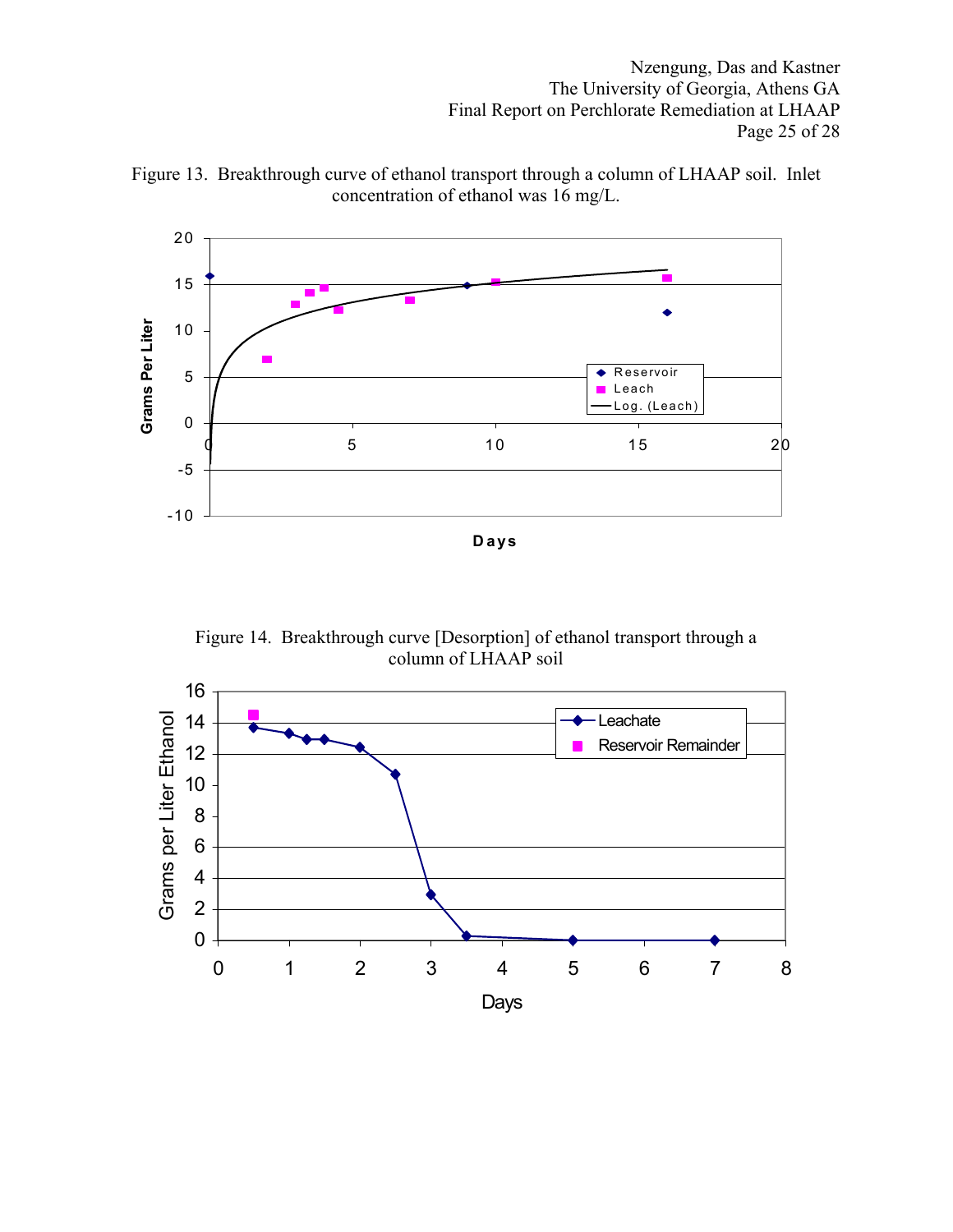Figure 13. Breakthrough curve of ethanol transport through a column of LHAAP soil. Inlet concentration of ethanol was 16 mg/L.

Figure 14. Breakthrough curve [Desorption] of ethanol transport through a column of LHAAP soil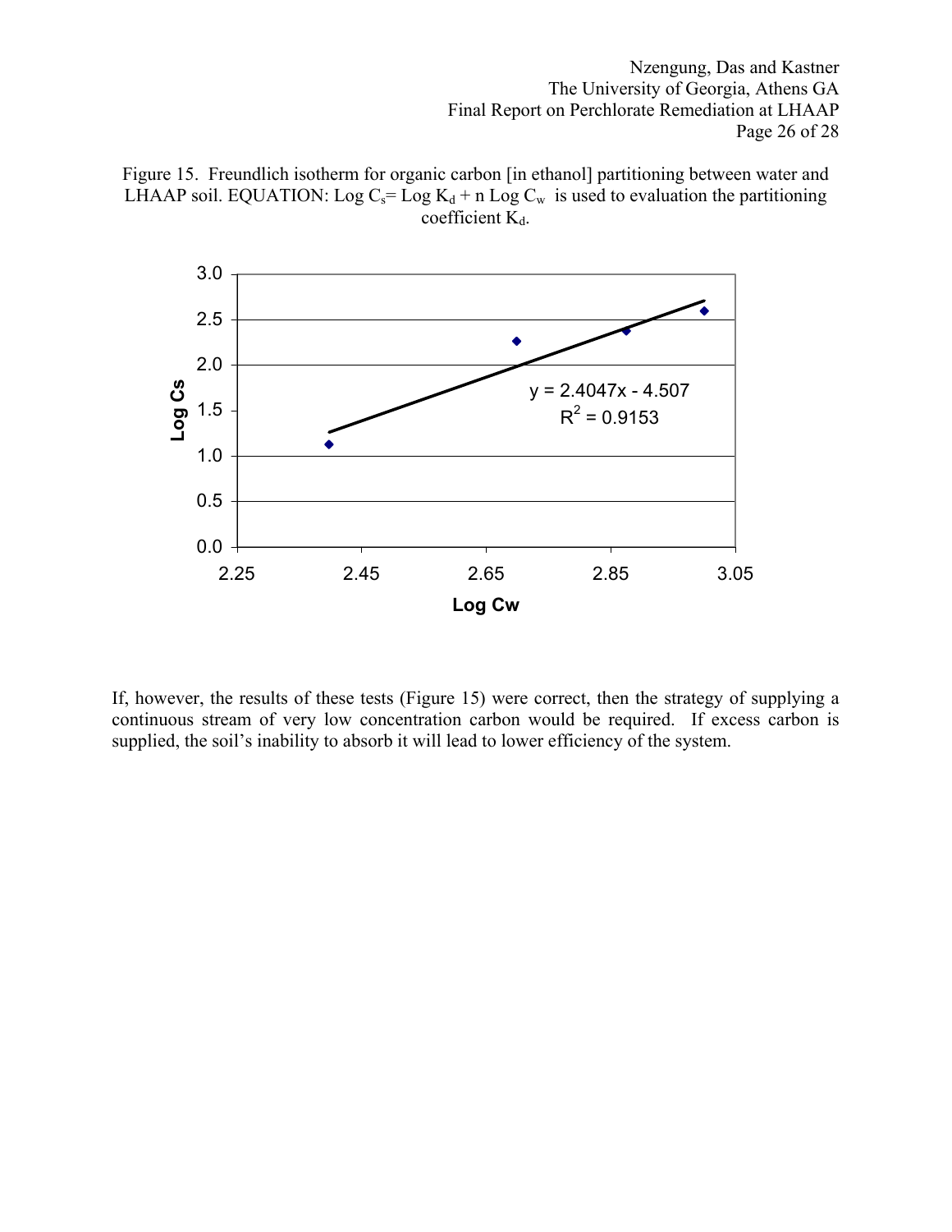Figure 15. Freundlich isotherm for organic carbon [in ethanol] partitioning between water and LHAAP soil. EQUATION: $\text{Log } C_s = \text{Log } K_d + n \text{ Log } C_w$ is used to evaluation the partitioning coefficient $K_d$.

$y = 2.4047x - 4.507$

$R^2 = 0.9153$

If, however, the results of these tests (Figure 15) were correct, then the strategy of supplying a continuous stream of very low concentration carbon would be required. If excess carbon is supplied, the soil's inability to absorb it will lead to lower efficiency of the system.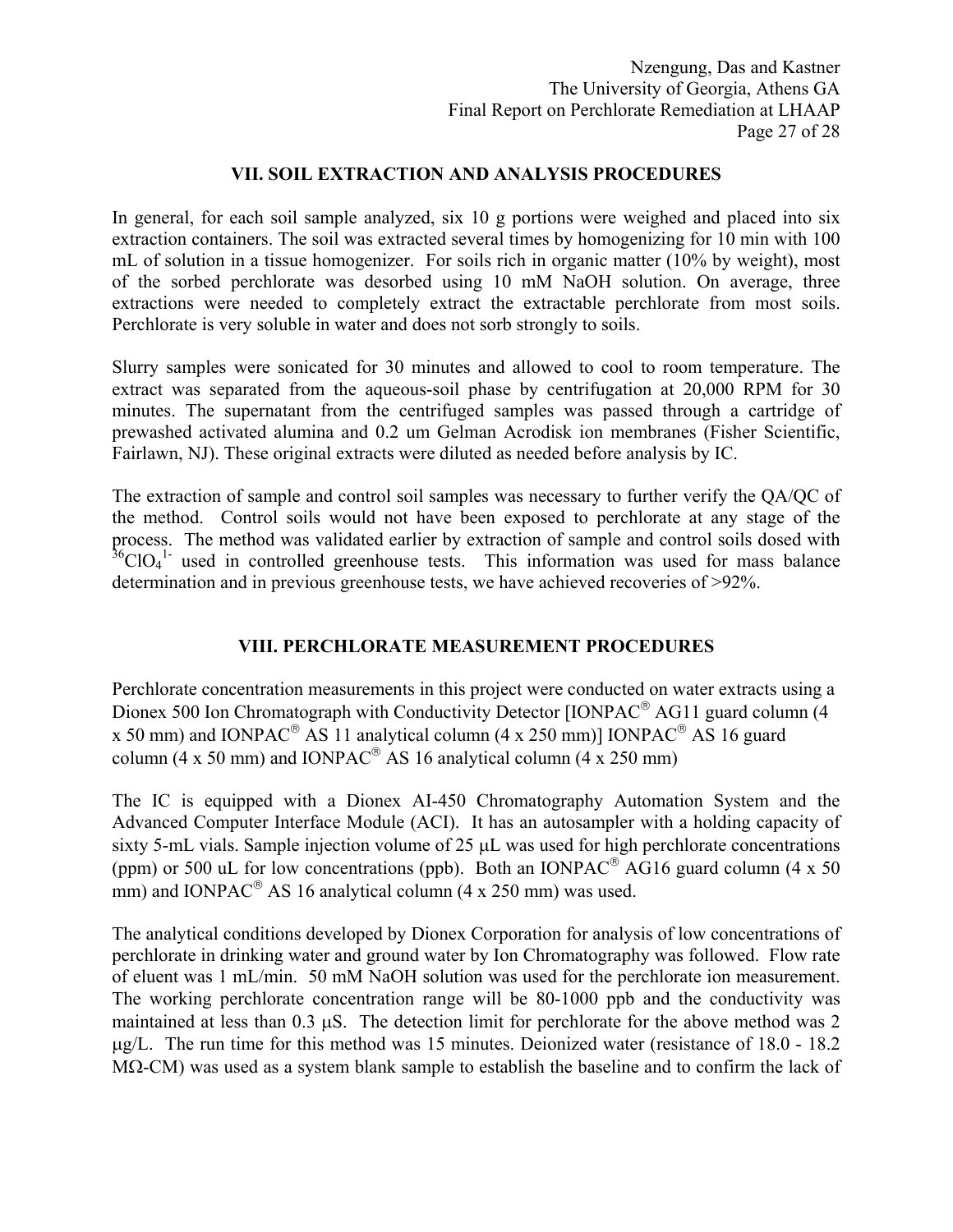## VII. SOIL EXTRACTION AND ANALYSIS PROCEDURES

In general, for each soil sample analyzed, six 10 g portions were weighed and placed into six extraction containers. The soil was extracted several times by homogenizing for 10 min with 100 mL of solution in a tissue homogenizer. For soils rich in organic matter (10% by weight), most of the sorbed perchlorate was desorbed using 10 mM NaOH solution. On average, three extractions were needed to completely extract the extractable perchlorate from most soils. Perchlorate is very soluble in water and does not sorb strongly to soils.

Slurry samples were sonicated for 30 minutes and allowed to cool to room temperature. The extract was separated from the aqueous-soil phase by centrifugation at 20,000 RPM for 30 minutes. The supernatant from the centrifuged samples was passed through a cartridge of prewashed activated alumina and 0.2 um Gelman Acrodisk ion membranes (Fisher Scientific, Fairlawn, NJ). These original extracts were diluted as needed before analysis by IC.

The extraction of sample and control soil samples was necessary to further verify the QA/QC of the method. Control soils would not have been exposed to perchlorate at any stage of the process. The method was validated earlier by extraction of sample and control soils dosed with $^{36}ClO_4^{1-}$ used in controlled greenhouse tests. This information was used for mass balance determination and in previous greenhouse tests, we have achieved recoveries of >92%.

## VIII. PERCHLORATE MEASUREMENT PROCEDURES

Perchlorate concentration measurements in this project were conducted on water extracts using a Dionex 500 Ion Chromatograph with Conductivity Detector [IONPAC® AG11 guard column (4 x 50 mm) and IONPAC® AS 11 analytical column (4 x 250 mm)] IONPAC® AS 16 guard column (4 x 50 mm) and IONPAC® AS 16 analytical column (4 x 250 mm)

The IC is equipped with a Dionex AI-450 Chromatography Automation System and the Advanced Computer Interface Module (ACI). It has an autosampler with a holding capacity of sixty 5-mL vials. Sample injection volume of 25 μL was used for high perchlorate concentrations (ppm) or 500 uL for low concentrations (ppb). Both an IONPAC® AG16 guard column (4 x 50 mm) and IONPAC® AS 16 analytical column (4 x 250 mm) was used.

The analytical conditions developed by Dionex Corporation for analysis of low concentrations of perchlorate in drinking water and ground water by Ion Chromatography was followed. Flow rate of eluent was 1 mL/min. 50 mM NaOH solution was used for the perchlorate ion measurement. The working perchlorate concentration range will be 80-1000 ppb and the conductivity was maintained at less than 0.3 μS. The detection limit for perchlorate for the above method was 2 μg/L. The run time for this method was 15 minutes. Deionized water (resistance of 18.0 - 18.2 MΩ-CM) was used as a system blank sample to establish the baseline and to confirm the lack of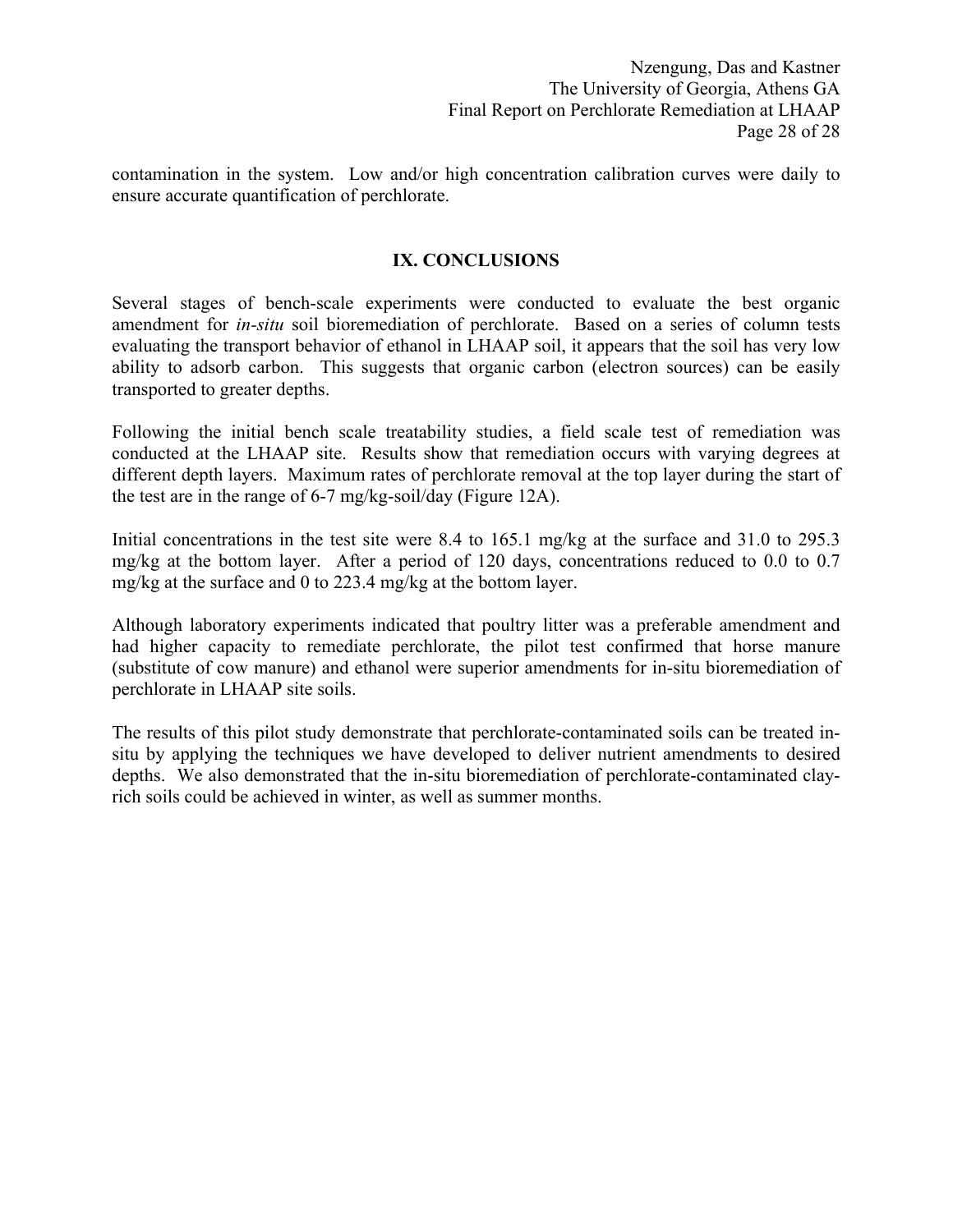contamination in the system. Low and/or high concentration calibration curves were daily to ensure accurate quantification of perchlorate.

## IX. CONCLUSIONS

Several stages of bench-scale experiments were conducted to evaluate the best organic amendment for *in-situ* soil bioremediation of perchlorate. Based on a series of column tests evaluating the transport behavior of ethanol in LHAAP soil, it appears that the soil has very low ability to adsorb carbon. This suggests that organic carbon (electron sources) can be easily transported to greater depths.

Following the initial bench scale treatability studies, a field scale test of remediation was conducted at the LHAAP site. Results show that remediation occurs with varying degrees at different depth layers. Maximum rates of perchlorate removal at the top layer during the start of the test are in the range of 6-7 mg/kg-soil/day (Figure 12A).

Initial concentrations in the test site were 8.4 to 165.1 mg/kg at the surface and 31.0 to 295.3 mg/kg at the bottom layer. After a period of 120 days, concentrations reduced to 0.0 to 0.7 mg/kg at the surface and 0 to 223.4 mg/kg at the bottom layer.

Although laboratory experiments indicated that poultry litter was a preferable amendment and had higher capacity to remediate perchlorate, the pilot test confirmed that horse manure (substitute of cow manure) and ethanol were superior amendments for in-situ bioremediation of perchlorate in LHAAP site soils.

The results of this pilot study demonstrate that perchlorate-contaminated soils can be treated in-situ by applying the techniques we have developed to deliver nutrient amendments to desired depths. We also demonstrated that the in-situ bioremediation of perchlorate-contaminated clay-rich soils could be achieved in winter, as well as summer months.